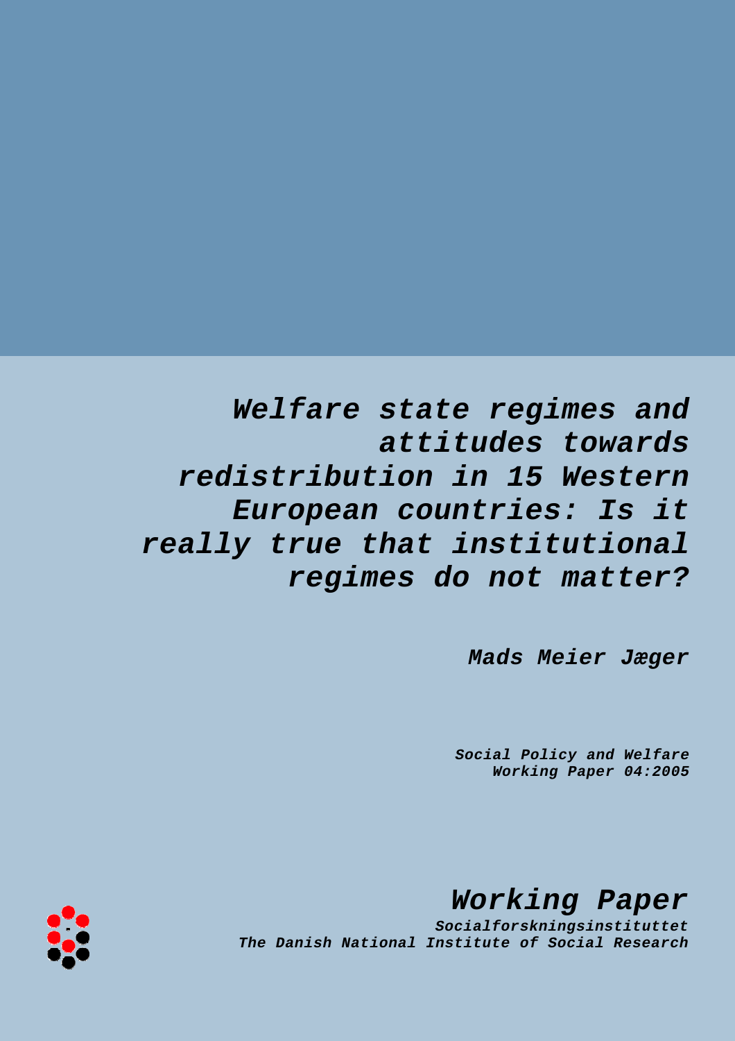# *Welfare state regimes and attitudes towards redistribution in 15 Western European countries: Is it really true that institutional regimes do not matter?*

***Mads Meier Jæger***

***Social Policy and Welfare***
***Working Paper 04:2005***

## *Working Paper*

***Socialforskningsinstituttet***
***The Danish National Institute of Social Research***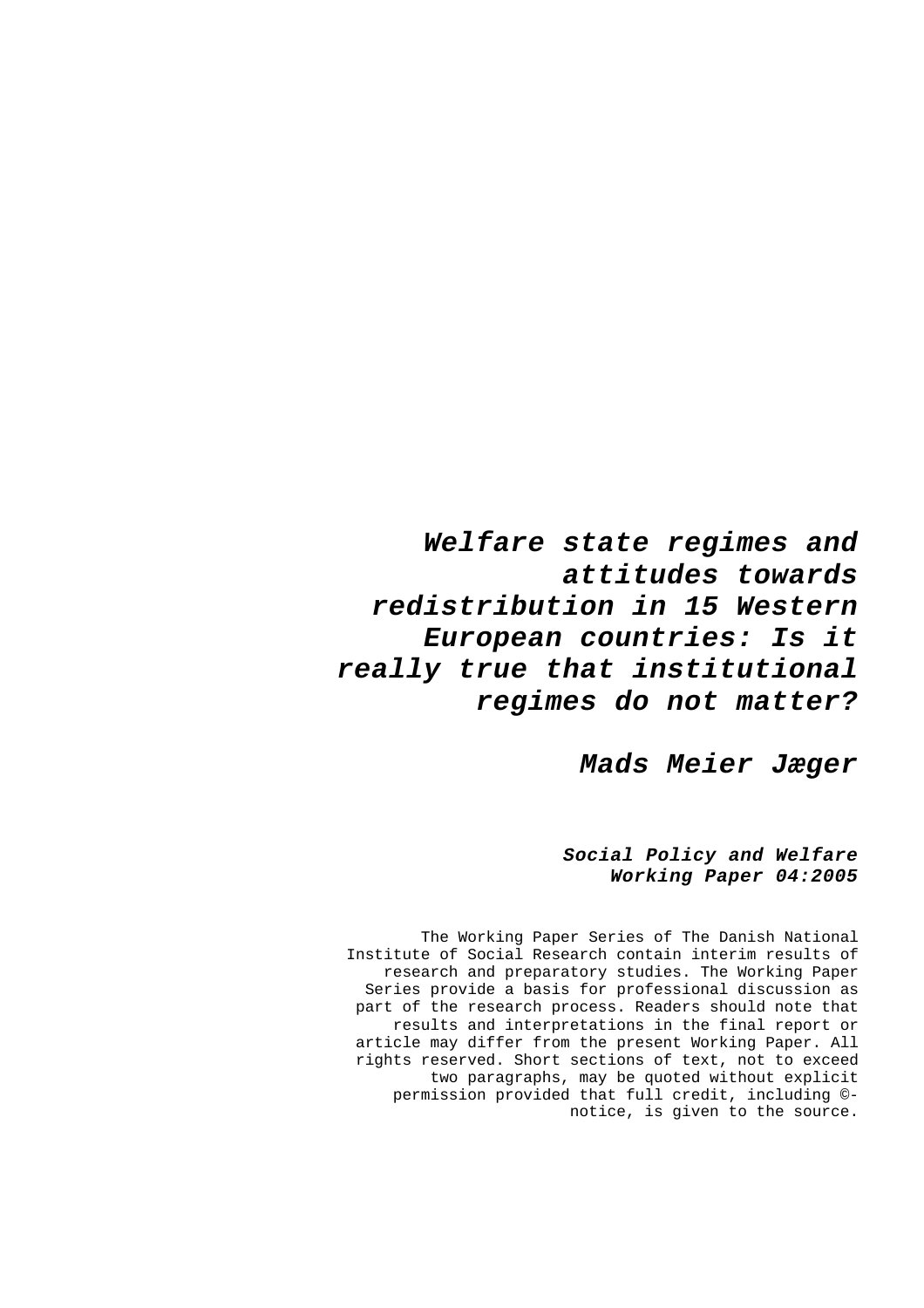# ***Welfare state regimes and attitudes towards redistribution in 15 Western European countries: Is it really true that institutional regimes do not matter?***

***Mads Meier Jæger***

***Social Policy and Welfare Working Paper 04:2005***

The Working Paper Series of The Danish National Institute of Social Research contain interim results of research and preparatory studies. The Working Paper Series provide a basis for professional discussion as part of the research process. Readers should note that results and interpretations in the final report or article may differ from the present Working Paper. All rights reserved. Short sections of text, not to exceed two paragraphs, may be quoted without explicit permission provided that full credit, including ©-notice, is given to the source.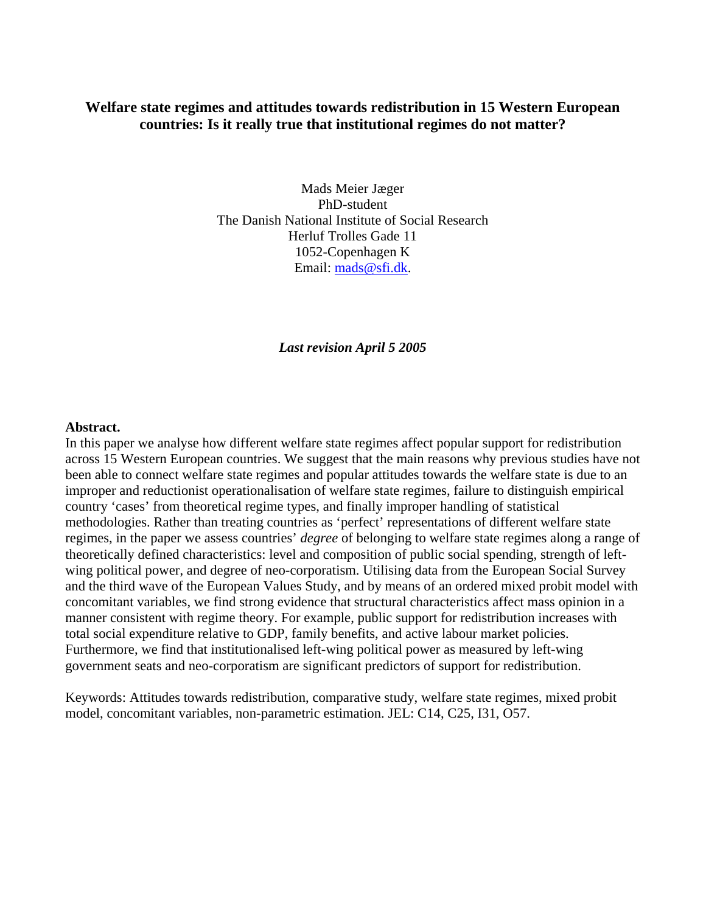# Welfare state regimes and attitudes towards redistribution in 15 Western European countries: Is it really true that institutional regimes do not matter?

Mads Meier Jæger
PhD-student
The Danish National Institute of Social Research
Herluf Trolles Gade 11
1052-Copenhagen K
Email: mads@sfi.dk.

***Last revision April 5 2005***

**Abstract.**
In this paper we analyse how different welfare state regimes affect popular support for redistribution across 15 Western European countries. We suggest that the main reasons why previous studies have not been able to connect welfare state regimes and popular attitudes towards the welfare state is due to an improper and reductionist operationalisation of welfare state regimes, failure to distinguish empirical country 'cases' from theoretical regime types, and finally improper handling of statistical methodologies. Rather than treating countries as 'perfect' representations of different welfare state regimes, in the paper we assess countries' *degree* of belonging to welfare state regimes along a range of theoretically defined characteristics: level and composition of public social spending, strength of left-wing political power, and degree of neo-corporatism. Utilising data from the European Social Survey and the third wave of the European Values Study, and by means of an ordered mixed probit model with concomitant variables, we find strong evidence that structural characteristics affect mass opinion in a manner consistent with regime theory. For example, public support for redistribution increases with total social expenditure relative to GDP, family benefits, and active labour market policies. Furthermore, we find that institutionalised left-wing political power as measured by left-wing government seats and neo-corporatism are significant predictors of support for redistribution.

Keywords: Attitudes towards redistribution, comparative study, welfare state regimes, mixed probit model, concomitant variables, non-parametric estimation. JEL: C14, C25, I31, O57.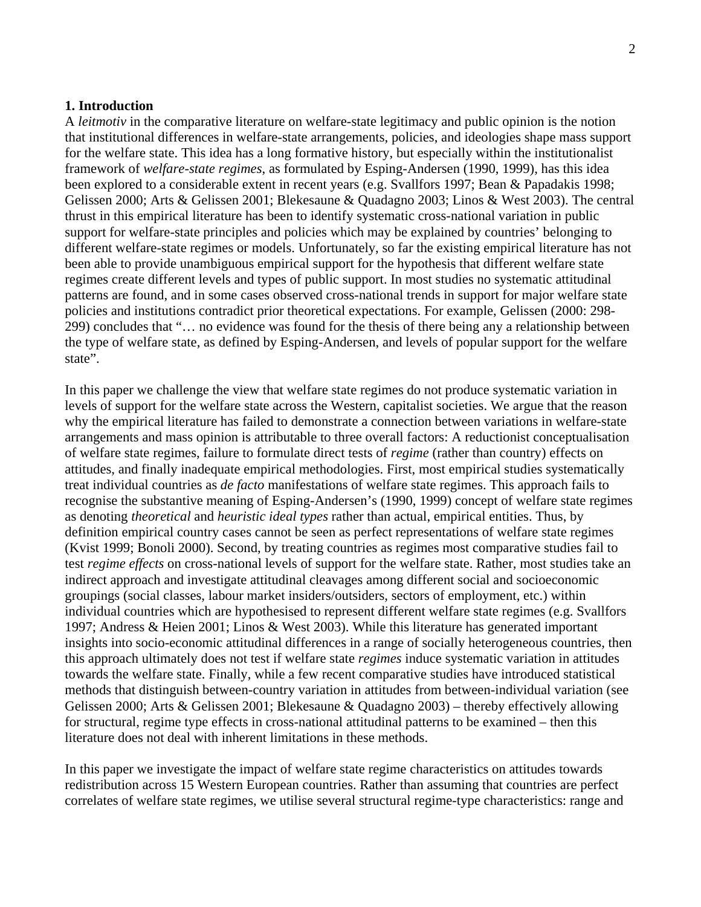## 1. Introduction

A *leitmotiv* in the comparative literature on welfare-state legitimacy and public opinion is the notion that institutional differences in welfare-state arrangements, policies, and ideologies shape mass support for the welfare state. This idea has a long formative history, but especially within the institutionalist framework of *welfare-state regimes*, as formulated by Esping-Andersen (1990, 1999), has this idea been explored to a considerable extent in recent years (e.g. Svallfors 1997; Bean & Papadakis 1998; Gelissen 2000; Arts & Gelissen 2001; Blekesaune & Quadagno 2003; Linos & West 2003). The central thrust in this empirical literature has been to identify systematic cross-national variation in public support for welfare-state principles and policies which may be explained by countries' belonging to different welfare-state regimes or models. Unfortunately, so far the existing empirical literature has not been able to provide unambiguous empirical support for the hypothesis that different welfare state regimes create different levels and types of public support. In most studies no systematic attitudinal patterns are found, and in some cases observed cross-national trends in support for major welfare state policies and institutions contradict prior theoretical expectations. For example, Gelissen (2000: 298-299) concludes that "… no evidence was found for the thesis of there being any a relationship between the type of welfare state, as defined by Esping-Andersen, and levels of popular support for the welfare state".

In this paper we challenge the view that welfare state regimes do not produce systematic variation in levels of support for the welfare state across the Western, capitalist societies. We argue that the reason why the empirical literature has failed to demonstrate a connection between variations in welfare-state arrangements and mass opinion is attributable to three overall factors: A reductionist conceptualisation of welfare state regimes, failure to formulate direct tests of *regime* (rather than country) effects on attitudes, and finally inadequate empirical methodologies. First, most empirical studies systematically treat individual countries as *de facto* manifestations of welfare state regimes. This approach fails to recognise the substantive meaning of Esping-Andersen's (1990, 1999) concept of welfare state regimes as denoting *theoretical* and *heuristic ideal types* rather than actual, empirical entities. Thus, by definition empirical country cases cannot be seen as perfect representations of welfare state regimes (Kvist 1999; Bonoli 2000). Second, by treating countries as regimes most comparative studies fail to test *regime effects* on cross-national levels of support for the welfare state. Rather, most studies take an indirect approach and investigate attitudinal cleavages among different social and socioeconomic groupings (social classes, labour market insiders/outsiders, sectors of employment, etc.) within individual countries which are hypothesised to represent different welfare state regimes (e.g. Svallfors 1997; Andress & Heien 2001; Linos & West 2003). While this literature has generated important insights into socio-economic attitudinal differences in a range of socially heterogeneous countries, then this approach ultimately does not test if welfare state *regimes* induce systematic variation in attitudes towards the welfare state. Finally, while a few recent comparative studies have introduced statistical methods that distinguish between-country variation in attitudes from between-individual variation (see Gelissen 2000; Arts & Gelissen 2001; Blekesaune & Quadagno 2003) – thereby effectively allowing for structural, regime type effects in cross-national attitudinal patterns to be examined – then this literature does not deal with inherent limitations in these methods.

In this paper we investigate the impact of welfare state regime characteristics on attitudes towards redistribution across 15 Western European countries. Rather than assuming that countries are perfect correlates of welfare state regimes, we utilise several structural regime-type characteristics: range and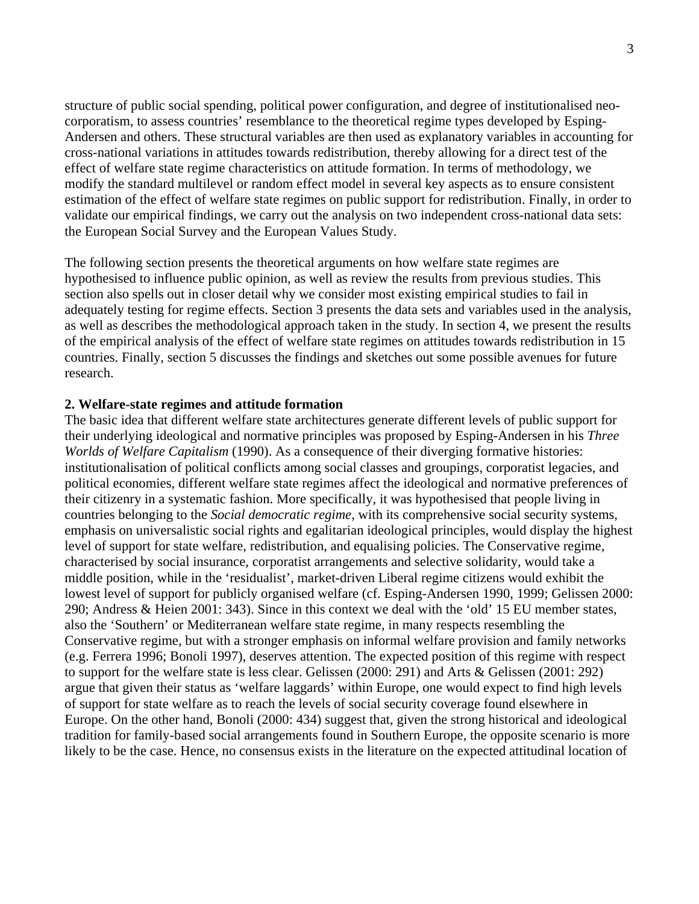structure of public social spending, political power configuration, and degree of institutionalised neo-corporatism, to assess countries' resemblance to the theoretical regime types developed by Esping-Andersen and others. These structural variables are then used as explanatory variables in accounting for cross-national variations in attitudes towards redistribution, thereby allowing for a direct test of the effect of welfare state regime characteristics on attitude formation. In terms of methodology, we modify the standard multilevel or random effect model in several key aspects as to ensure consistent estimation of the effect of welfare state regimes on public support for redistribution. Finally, in order to validate our empirical findings, we carry out the analysis on two independent cross-national data sets: the European Social Survey and the European Values Study.

The following section presents the theoretical arguments on how welfare state regimes are hypothesised to influence public opinion, as well as review the results from previous studies. This section also spells out in closer detail why we consider most existing empirical studies to fail in adequately testing for regime effects. Section 3 presents the data sets and variables used in the analysis, as well as describes the methodological approach taken in the study. In section 4, we present the results of the empirical analysis of the effect of welfare state regimes on attitudes towards redistribution in 15 countries. Finally, section 5 discusses the findings and sketches out some possible avenues for future research.

## 2. Welfare-state regimes and attitude formation

The basic idea that different welfare state architectures generate different levels of public support for their underlying ideological and normative principles was proposed by Esping-Andersen in his *Three Worlds of Welfare Capitalism* (1990). As a consequence of their diverging formative histories: institutionalisation of political conflicts among social classes and groupings, corporatist legacies, and political economies, different welfare state regimes affect the ideological and normative preferences of their citizenry in a systematic fashion. More specifically, it was hypothesised that people living in countries belonging to the *Social democratic regime*, with its comprehensive social security systems, emphasis on universalistic social rights and egalitarian ideological principles, would display the highest level of support for state welfare, redistribution, and equalising policies. The Conservative regime, characterised by social insurance, corporatist arrangements and selective solidarity, would take a middle position, while in the 'residualist', market-driven Liberal regime citizens would exhibit the lowest level of support for publicly organised welfare (cf. Esping-Andersen 1990, 1999; Gelissen 2000: 290; Andress & Heien 2001: 343). Since in this context we deal with the 'old' 15 EU member states, also the 'Southern' or Mediterranean welfare state regime, in many respects resembling the Conservative regime, but with a stronger emphasis on informal welfare provision and family networks (e.g. Ferrera 1996; Bonoli 1997), deserves attention. The expected position of this regime with respect to support for the welfare state is less clear. Gelissen (2000: 291) and Arts & Gelissen (2001: 292) argue that given their status as 'welfare laggards' within Europe, one would expect to find high levels of support for state welfare as to reach the levels of social security coverage found elsewhere in Europe. On the other hand, Bonoli (2000: 434) suggest that, given the strong historical and ideological tradition for family-based social arrangements found in Southern Europe, the opposite scenario is more likely to be the case. Hence, no consensus exists in the literature on the expected attitudinal location of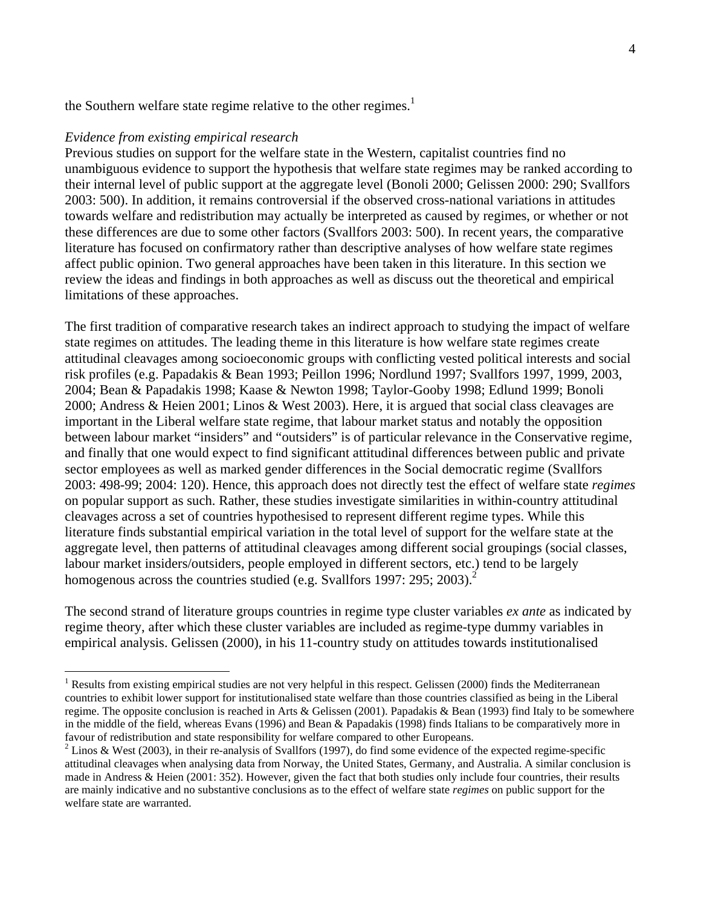the Southern welfare state regime relative to the other regimes.[1]

*Evidence from existing empirical research*

Previous studies on support for the welfare state in the Western, capitalist countries find no unambiguous evidence to support the hypothesis that welfare state regimes may be ranked according to their internal level of public support at the aggregate level (Bonoli 2000; Gelissen 2000: 290; Svallfors 2003: 500). In addition, it remains controversial if the observed cross-national variations in attitudes towards welfare and redistribution may actually be interpreted as caused by regimes, or whether or not these differences are due to some other factors (Svallfors 2003: 500). In recent years, the comparative literature has focused on confirmatory rather than descriptive analyses of how welfare state regimes affect public opinion. Two general approaches have been taken in this literature. In this section we review the ideas and findings in both approaches as well as discuss out the theoretical and empirical limitations of these approaches.

The first tradition of comparative research takes an indirect approach to studying the impact of welfare state regimes on attitudes. The leading theme in this literature is how welfare state regimes create attitudinal cleavages among socioeconomic groups with conflicting vested political interests and social risk profiles (e.g. Papadakis & Bean 1993; Peillon 1996; Nordlund 1997; Svallfors 1997, 1999, 2003, 2004; Bean & Papadakis 1998; Kaase & Newton 1998; Taylor-Gooby 1998; Edlund 1999; Bonoli 2000; Andress & Heien 2001; Linos & West 2003). Here, it is argued that social class cleavages are important in the Liberal welfare state regime, that labour market status and notably the opposition between labour market "insiders" and "outsiders" is of particular relevance in the Conservative regime, and finally that one would expect to find significant attitudinal differences between public and private sector employees as well as marked gender differences in the Social democratic regime (Svallfors 2003: 498-99; 2004: 120). Hence, this approach does not directly test the effect of welfare state *regimes* on popular support as such. Rather, these studies investigate similarities in within-country attitudinal cleavages across a set of countries hypothesised to represent different regime types. While this literature finds substantial empirical variation in the total level of support for the welfare state at the aggregate level, then patterns of attitudinal cleavages among different social groupings (social classes, labour market insiders/outsiders, people employed in different sectors, etc.) tend to be largely homogenous across the countries studied (e.g. Svallfors 1997: 295; 2003).[2]

The second strand of literature groups countries in regime type cluster variables *ex ante* as indicated by regime theory, after which these cluster variables are included as regime-type dummy variables in empirical analysis. Gelissen (2000), in his 11-country study on attitudes towards institutionalised

---

[1] Results from existing empirical studies are not very helpful in this respect. Gelissen (2000) finds the Mediterranean countries to exhibit lower support for institutionalised state welfare than those countries classified as being in the Liberal regime. The opposite conclusion is reached in Arts & Gelissen (2001). Papadakis & Bean (1993) find Italy to be somewhere in the middle of the field, whereas Evans (1996) and Bean & Papadakis (1998) finds Italians to be comparatively more in favour of redistribution and state responsibility for welfare compared to other Europeans.

[2] Linos & West (2003), in their re-analysis of Svallfors (1997), do find some evidence of the expected regime-specific attitudinal cleavages when analysing data from Norway, the United States, Germany, and Australia. A similar conclusion is made in Andress & Heien (2001: 352). However, given the fact that both studies only include four countries, their results are mainly indicative and no substantive conclusions as to the effect of welfare state *regimes* on public support for the welfare state are warranted.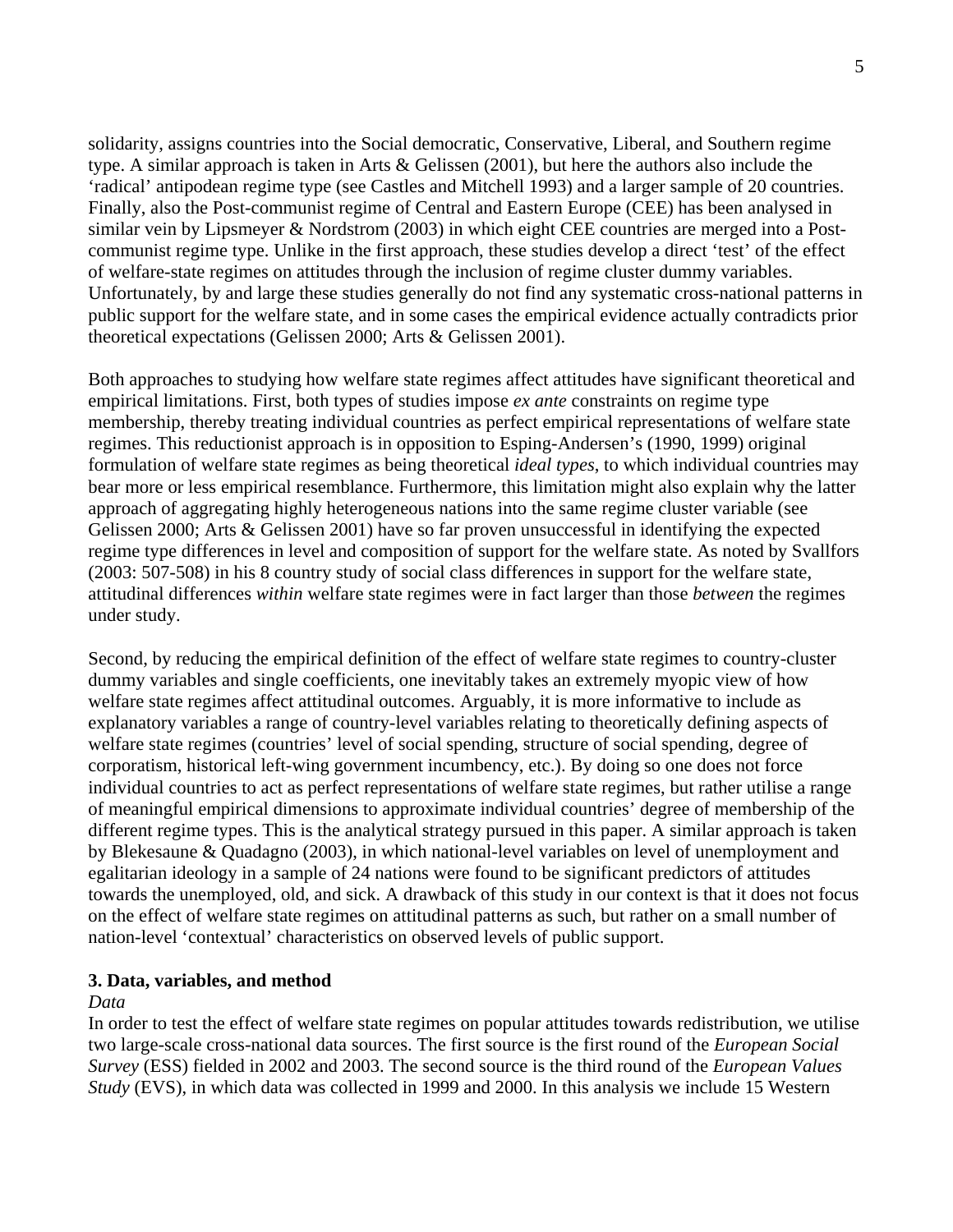solidarity, assigns countries into the Social democratic, Conservative, Liberal, and Southern regime type. A similar approach is taken in Arts & Gelissen (2001), but here the authors also include the 'radical' antipodean regime type (see Castles and Mitchell 1993) and a larger sample of 20 countries. Finally, also the Post-communist regime of Central and Eastern Europe (CEE) has been analysed in similar vein by Lipsmeyer & Nordstrom (2003) in which eight CEE countries are merged into a Post-communist regime type. Unlike in the first approach, these studies develop a direct 'test' of the effect of welfare-state regimes on attitudes through the inclusion of regime cluster dummy variables. Unfortunately, by and large these studies generally do not find any systematic cross-national patterns in public support for the welfare state, and in some cases the empirical evidence actually contradicts prior theoretical expectations (Gelissen 2000; Arts & Gelissen 2001).

Both approaches to studying how welfare state regimes affect attitudes have significant theoretical and empirical limitations. First, both types of studies impose *ex ante* constraints on regime type membership, thereby treating individual countries as perfect empirical representations of welfare state regimes. This reductionist approach is in opposition to Esping-Andersen's (1990, 1999) original formulation of welfare state regimes as being theoretical *ideal types*, to which individual countries may bear more or less empirical resemblance. Furthermore, this limitation might also explain why the latter approach of aggregating highly heterogeneous nations into the same regime cluster variable (see Gelissen 2000; Arts & Gelissen 2001) have so far proven unsuccessful in identifying the expected regime type differences in level and composition of support for the welfare state. As noted by Svallfors (2003: 507-508) in his 8 country study of social class differences in support for the welfare state, attitudinal differences *within* welfare state regimes were in fact larger than those *between* the regimes under study.

Second, by reducing the empirical definition of the effect of welfare state regimes to country-cluster dummy variables and single coefficients, one inevitably takes an extremely myopic view of how welfare state regimes affect attitudinal outcomes. Arguably, it is more informative to include as explanatory variables a range of country-level variables relating to theoretically defining aspects of welfare state regimes (countries' level of social spending, structure of social spending, degree of corporatism, historical left-wing government incumbency, etc.). By doing so one does not force individual countries to act as perfect representations of welfare state regimes, but rather utilise a range of meaningful empirical dimensions to approximate individual countries' degree of membership of the different regime types. This is the analytical strategy pursued in this paper. A similar approach is taken by Blekesaune & Quadagno (2003), in which national-level variables on level of unemployment and egalitarian ideology in a sample of 24 nations were found to be significant predictors of attitudes towards the unemployed, old, and sick. A drawback of this study in our context is that it does not focus on the effect of welfare state regimes on attitudinal patterns as such, but rather on a small number of nation-level 'contextual' characteristics on observed levels of public support.

**3. Data, variables, and method**

*Data*

In order to test the effect of welfare state regimes on popular attitudes towards redistribution, we utilise two large-scale cross-national data sources. The first source is the first round of the *European Social Survey* (ESS) fielded in 2002 and 2003. The second source is the third round of the *European Values Study* (EVS), in which data was collected in 1999 and 2000. In this analysis we include 15 Western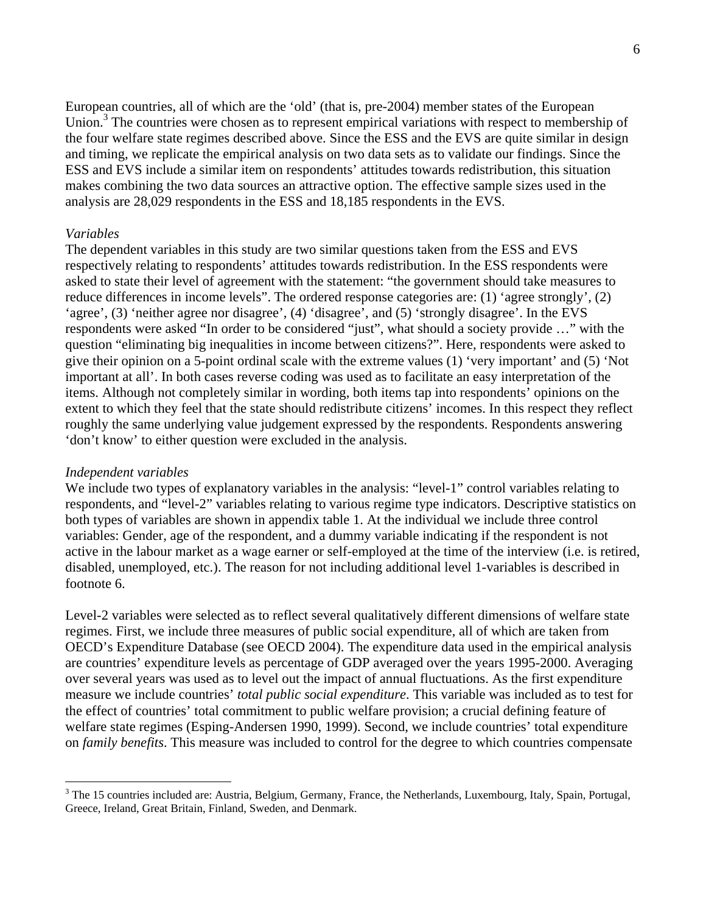European countries, all of which are the 'old' (that is, pre-2004) member states of the European Union.[3] The countries were chosen as to represent empirical variations with respect to membership of the four welfare state regimes described above. Since the ESS and the EVS are quite similar in design and timing, we replicate the empirical analysis on two data sets as to validate our findings. Since the ESS and EVS include a similar item on respondents' attitudes towards redistribution, this situation makes combining the two data sources an attractive option. The effective sample sizes used in the analysis are 28,029 respondents in the ESS and 18,185 respondents in the EVS.

*Variables*

The dependent variables in this study are two similar questions taken from the ESS and EVS respectively relating to respondents' attitudes towards redistribution. In the ESS respondents were asked to state their level of agreement with the statement: "the government should take measures to reduce differences in income levels". The ordered response categories are: (1) 'agree strongly', (2) 'agree', (3) 'neither agree nor disagree', (4) 'disagree', and (5) 'strongly disagree'. In the EVS respondents were asked "In order to be considered "just", what should a society provide …" with the question "eliminating big inequalities in income between citizens?". Here, respondents were asked to give their opinion on a 5-point ordinal scale with the extreme values (1) 'very important' and (5) 'Not important at all'. In both cases reverse coding was used as to facilitate an easy interpretation of the items. Although not completely similar in wording, both items tap into respondents' opinions on the extent to which they feel that the state should redistribute citizens' incomes. In this respect they reflect roughly the same underlying value judgement expressed by the respondents. Respondents answering 'don't know' to either question were excluded in the analysis.

*Independent variables*

We include two types of explanatory variables in the analysis: "level-1" control variables relating to respondents, and "level-2" variables relating to various regime type indicators. Descriptive statistics on both types of variables are shown in appendix table 1. At the individual we include three control variables: Gender, age of the respondent, and a dummy variable indicating if the respondent is not active in the labour market as a wage earner or self-employed at the time of the interview (i.e. is retired, disabled, unemployed, etc.). The reason for not including additional level 1-variables is described in footnote 6.

Level-2 variables were selected as to reflect several qualitatively different dimensions of welfare state regimes. First, we include three measures of public social expenditure, all of which are taken from OECD's Expenditure Database (see OECD 2004). The expenditure data used in the empirical analysis are countries' expenditure levels as percentage of GDP averaged over the years 1995-2000. Averaging over several years was used as to level out the impact of annual fluctuations. As the first expenditure measure we include countries' *total public social expenditure*. This variable was included as to test for the effect of countries' total commitment to public welfare provision; a crucial defining feature of welfare state regimes (Esping-Andersen 1990, 1999). Second, we include countries' total expenditure on *family benefits*. This measure was included to control for the degree to which countries compensate

[3] The 15 countries included are: Austria, Belgium, Germany, France, the Netherlands, Luxembourg, Italy, Spain, Portugal, Greece, Ireland, Great Britain, Finland, Sweden, and Denmark.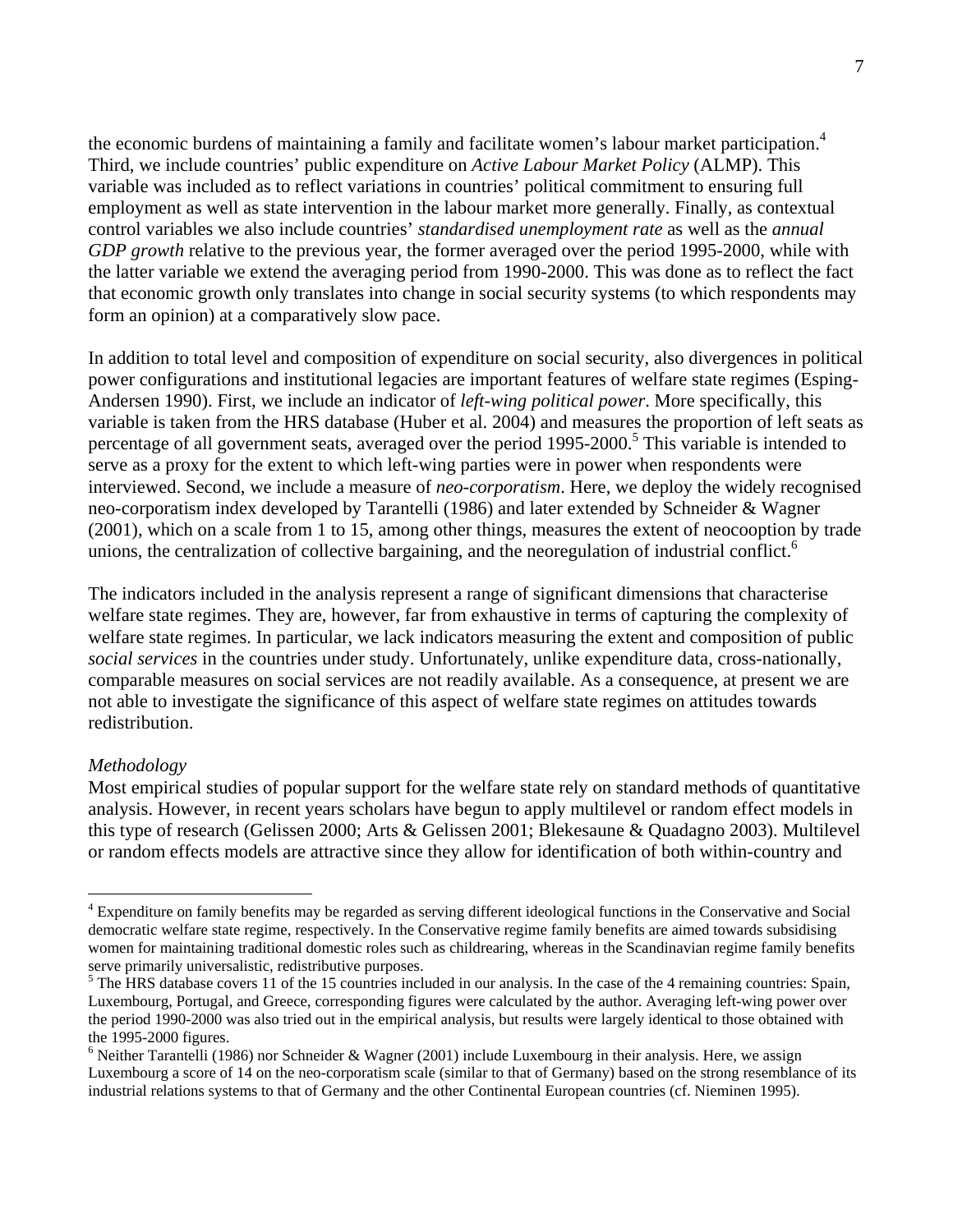the economic burdens of maintaining a family and facilitate women's labour market participation.[4] Third, we include countries' public expenditure on *Active Labour Market Policy* (ALMP). This variable was included as to reflect variations in countries' political commitment to ensuring full employment as well as state intervention in the labour market more generally. Finally, as contextual control variables we also include countries' *standardised unemployment rate* as well as the *annual GDP growth* relative to the previous year, the former averaged over the period 1995-2000, while with the latter variable we extend the averaging period from 1990-2000. This was done as to reflect the fact that economic growth only translates into change in social security systems (to which respondents may form an opinion) at a comparatively slow pace.

In addition to total level and composition of expenditure on social security, also divergences in political power configurations and institutional legacies are important features of welfare state regimes (Esping-Andersen 1990). First, we include an indicator of *left-wing political power*. More specifically, this variable is taken from the HRS database (Huber et al. 2004) and measures the proportion of left seats as percentage of all government seats, averaged over the period 1995-2000.[5] This variable is intended to serve as a proxy for the extent to which left-wing parties were in power when respondents were interviewed. Second, we include a measure of *neo-corporatism*. Here, we deploy the widely recognised neo-corporatism index developed by Tarantelli (1986) and later extended by Schneider & Wagner (2001), which on a scale from 1 to 15, among other things, measures the extent of neocooption by trade unions, the centralization of collective bargaining, and the neoregulation of industrial conflict.[6]

The indicators included in the analysis represent a range of significant dimensions that characterise welfare state regimes. They are, however, far from exhaustive in terms of capturing the complexity of welfare state regimes. In particular, we lack indicators measuring the extent and composition of public *social services* in the countries under study. Unfortunately, unlike expenditure data, cross-nationally, comparable measures on social services are not readily available. As a consequence, at present we are not able to investigate the significance of this aspect of welfare state regimes on attitudes towards redistribution.

*Methodology*

Most empirical studies of popular support for the welfare state rely on standard methods of quantitative analysis. However, in recent years scholars have begun to apply multilevel or random effect models in this type of research (Gelissen 2000; Arts & Gelissen 2001; Blekesaune & Quadagno 2003). Multilevel or random effects models are attractive since they allow for identification of both within-country and

---

[4] Expenditure on family benefits may be regarded as serving different ideological functions in the Conservative and Social democratic welfare state regime, respectively. In the Conservative regime family benefits are aimed towards subsidising women for maintaining traditional domestic roles such as childrearing, whereas in the Scandinavian regime family benefits serve primarily universalistic, redistributive purposes.

[5] The HRS database covers 11 of the 15 countries included in our analysis. In the case of the 4 remaining countries: Spain, Luxembourg, Portugal, and Greece, corresponding figures were calculated by the author. Averaging left-wing power over the period 1990-2000 was also tried out in the empirical analysis, but results were largely identical to those obtained with the 1995-2000 figures.

[6] Neither Tarantelli (1986) nor Schneider & Wagner (2001) include Luxembourg in their analysis. Here, we assign Luxembourg a score of 14 on the neo-corporatism scale (similar to that of Germany) based on the strong resemblance of its industrial relations systems to that of Germany and the other Continental European countries (cf. Nieminen 1995).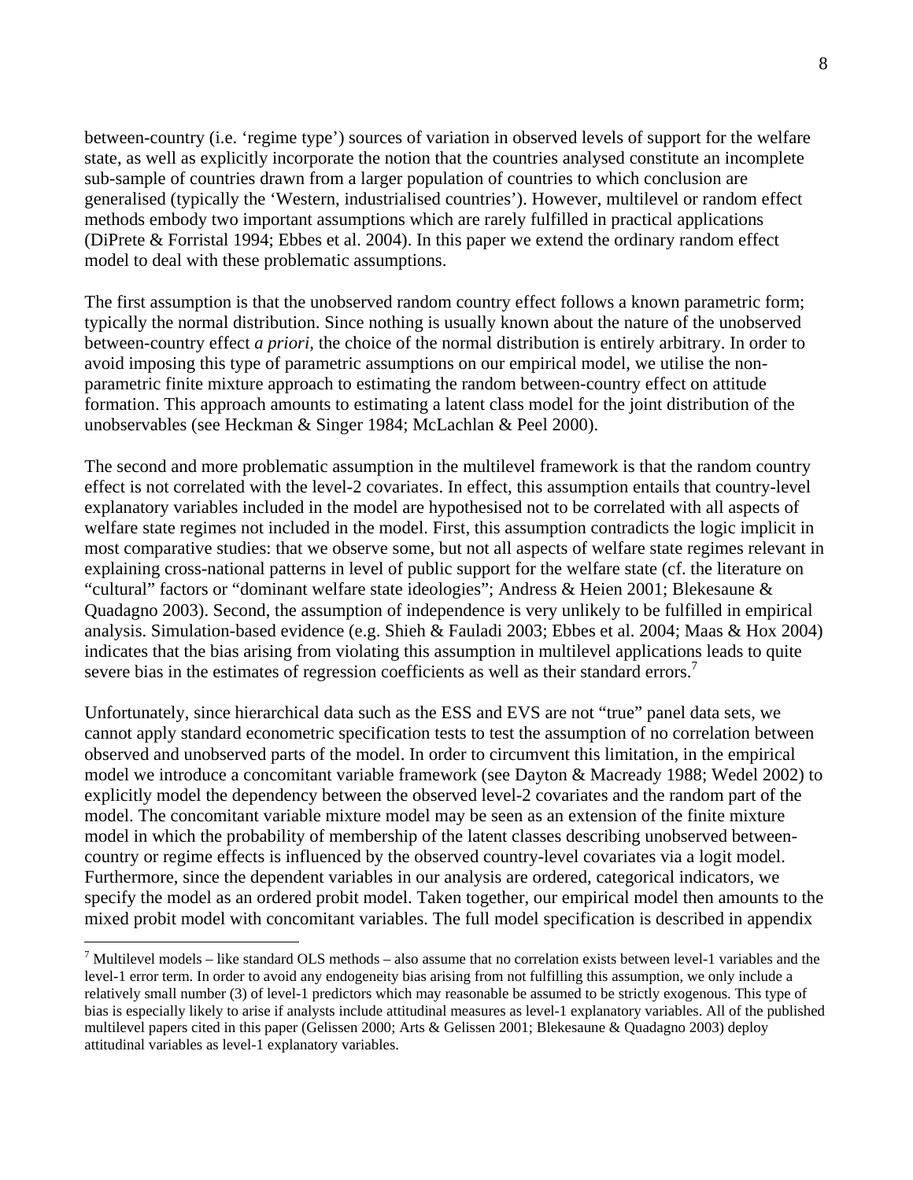between-country (i.e. 'regime type') sources of variation in observed levels of support for the welfare state, as well as explicitly incorporate the notion that the countries analysed constitute an incomplete sub-sample of countries drawn from a larger population of countries to which conclusion are generalised (typically the 'Western, industrialised countries'). However, multilevel or random effect methods embody two important assumptions which are rarely fulfilled in practical applications (DiPrete & Forristal 1994; Ebbes et al. 2004). In this paper we extend the ordinary random effect model to deal with these problematic assumptions.

The first assumption is that the unobserved random country effect follows a known parametric form; typically the normal distribution. Since nothing is usually known about the nature of the unobserved between-country effect *a priori*, the choice of the normal distribution is entirely arbitrary. In order to avoid imposing this type of parametric assumptions on our empirical model, we utilise the non-parametric finite mixture approach to estimating the random between-country effect on attitude formation. This approach amounts to estimating a latent class model for the joint distribution of the unobservables (see Heckman & Singer 1984; McLachlan & Peel 2000).

The second and more problematic assumption in the multilevel framework is that the random country effect is not correlated with the level-2 covariates. In effect, this assumption entails that country-level explanatory variables included in the model are hypothesised not to be correlated with all aspects of welfare state regimes not included in the model. First, this assumption contradicts the logic implicit in most comparative studies: that we observe some, but not all aspects of welfare state regimes relevant in explaining cross-national patterns in level of public support for the welfare state (cf. the literature on "cultural" factors or "dominant welfare state ideologies"; Andress & Heien 2001; Blekesaune & Quadagno 2003). Second, the assumption of independence is very unlikely to be fulfilled in empirical analysis. Simulation-based evidence (e.g. Shieh & Fauladi 2003; Ebbes et al. 2004; Maas & Hox 2004) indicates that the bias arising from violating this assumption in multilevel applications leads to quite severe bias in the estimates of regression coefficients as well as their standard errors.[7]

Unfortunately, since hierarchical data such as the ESS and EVS are not "true" panel data sets, we cannot apply standard econometric specification tests to test the assumption of no correlation between observed and unobserved parts of the model. In order to circumvent this limitation, in the empirical model we introduce a concomitant variable framework (see Dayton & Macready 1988; Wedel 2002) to explicitly model the dependency between the observed level-2 covariates and the random part of the model. The concomitant variable mixture model may be seen as an extension of the finite mixture model in which the probability of membership of the latent classes describing unobserved between-country or regime effects is influenced by the observed country-level covariates via a logit model. Furthermore, since the dependent variables in our analysis are ordered, categorical indicators, we specify the model as an ordered probit model. Taken together, our empirical model then amounts to the mixed probit model with concomitant variables. The full model specification is described in appendix

[7] Multilevel models – like standard OLS methods – also assume that no correlation exists between level-1 variables and the level-1 error term. In order to avoid any endogeneity bias arising from not fulfilling this assumption, we only include a relatively small number (3) of level-1 predictors which may reasonable be assumed to be strictly exogenous. This type of bias is especially likely to arise if analysts include attitudinal measures as level-1 explanatory variables. All of the published multilevel papers cited in this paper (Gelissen 2000; Arts & Gelissen 2001; Blekesaune & Quadagno 2003) deploy attitudinal variables as level-1 explanatory variables.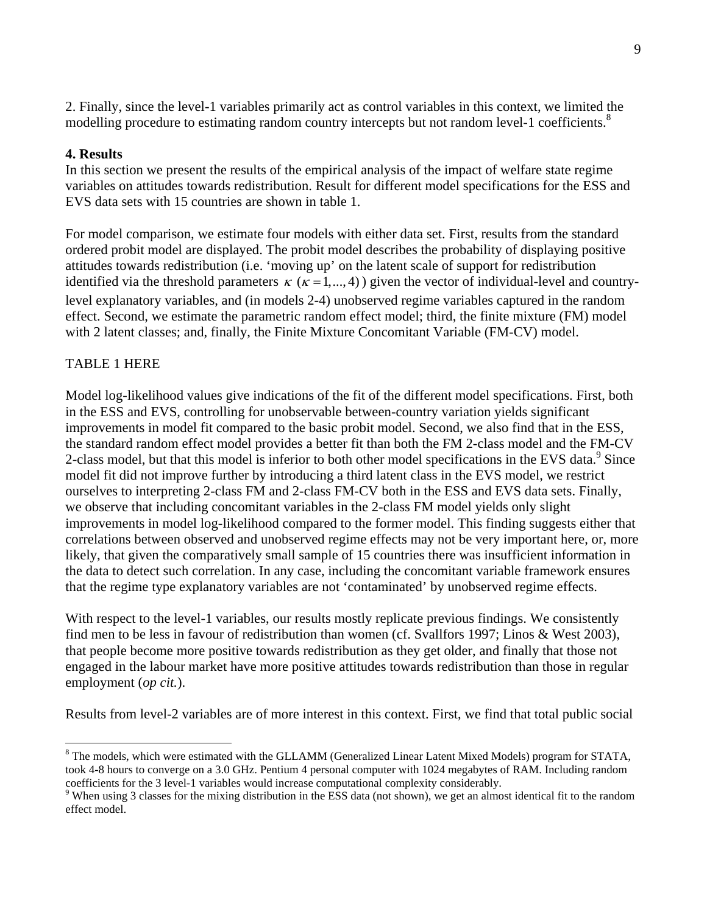2. Finally, since the level-1 variables primarily act as control variables in this context, we limited the modelling procedure to estimating random country intercepts but not random level-1 coefficients.[8]

## 4. Results

In this section we present the results of the empirical analysis of the impact of welfare state regime variables on attitudes towards redistribution. Result for different model specifications for the ESS and EVS data sets with 15 countries are shown in table 1.

For model comparison, we estimate four models with either data set. First, results from the standard ordered probit model are displayed. The probit model describes the probability of displaying positive attitudes towards redistribution (i.e. 'moving up' on the latent scale of support for redistribution identified via the threshold parameters $\kappa$ $(\kappa = 1,...,4)$) given the vector of individual-level and country-level explanatory variables, and (in models 2-4) unobserved regime variables captured in the random effect. Second, we estimate the parametric random effect model; third, the finite mixture (FM) model with 2 latent classes; and, finally, the Finite Mixture Concomitant Variable (FM-CV) model.

TABLE 1 HERE

Model log-likelihood values give indications of the fit of the different model specifications. First, both in the ESS and EVS, controlling for unobservable between-country variation yields significant improvements in model fit compared to the basic probit model. Second, we also find that in the ESS, the standard random effect model provides a better fit than both the FM 2-class model and the FM-CV 2-class model, but that this model is inferior to both other model specifications in the EVS data.[9] Since model fit did not improve further by introducing a third latent class in the EVS model, we restrict ourselves to interpreting 2-class FM and 2-class FM-CV both in the ESS and EVS data sets. Finally, we observe that including concomitant variables in the 2-class FM model yields only slight improvements in model log-likelihood compared to the former model. This finding suggests either that correlations between observed and unobserved regime effects may not be very important here, or, more likely, that given the comparatively small sample of 15 countries there was insufficient information in the data to detect such correlation. In any case, including the concomitant variable framework ensures that the regime type explanatory variables are not 'contaminated' by unobserved regime effects.

With respect to the level-1 variables, our results mostly replicate previous findings. We consistently find men to be less in favour of redistribution than women (cf. Svallfors 1997; Linos & West 2003), that people become more positive towards redistribution as they get older, and finally that those not engaged in the labour market have more positive attitudes towards redistribution than those in regular employment (*op cit.*).

Results from level-2 variables are of more interest in this context. First, we find that total public social

---

[8] The models, which were estimated with the GLLAMM (Generalized Linear Latent Mixed Models) program for STATA, took 4-8 hours to converge on a 3.0 GHz. Pentium 4 personal computer with 1024 megabytes of RAM. Including random coefficients for the 3 level-1 variables would increase computational complexity considerably.

[9] When using 3 classes for the mixing distribution in the ESS data (not shown), we get an almost identical fit to the random effect model.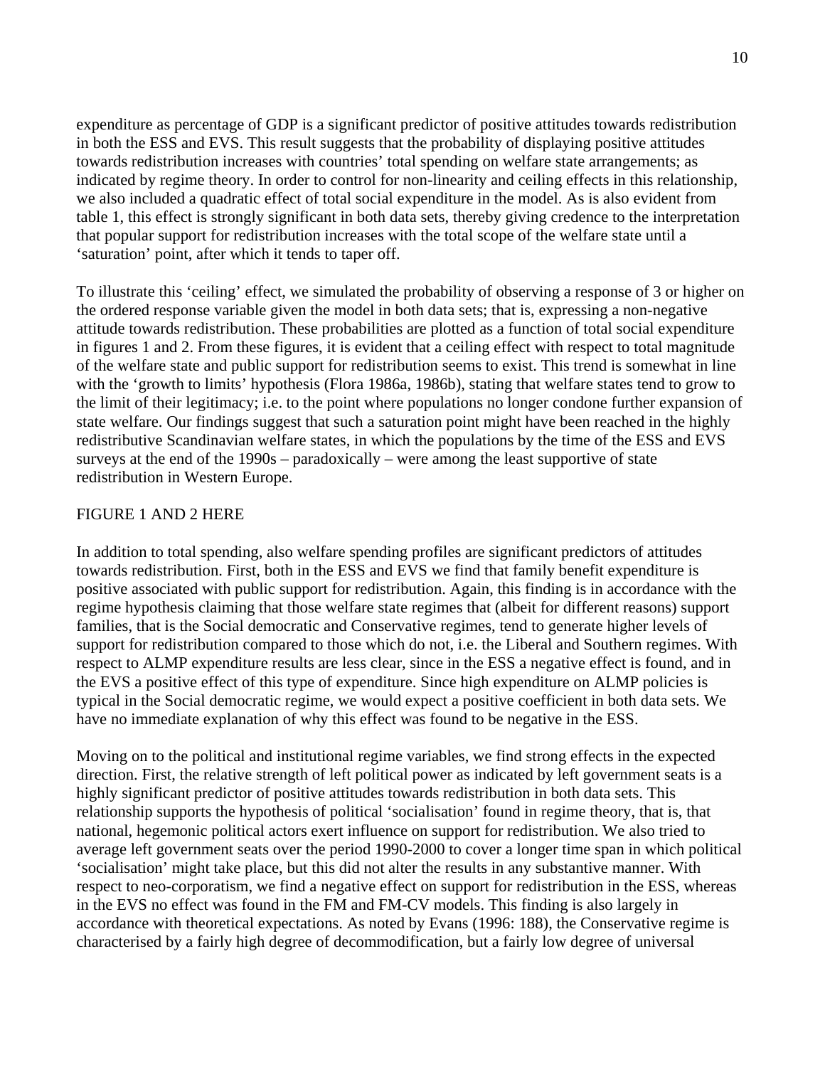expenditure as percentage of GDP is a significant predictor of positive attitudes towards redistribution in both the ESS and EVS. This result suggests that the probability of displaying positive attitudes towards redistribution increases with countries' total spending on welfare state arrangements; as indicated by regime theory. In order to control for non-linearity and ceiling effects in this relationship, we also included a quadratic effect of total social expenditure in the model. As is also evident from table 1, this effect is strongly significant in both data sets, thereby giving credence to the interpretation that popular support for redistribution increases with the total scope of the welfare state until a 'saturation' point, after which it tends to taper off.

To illustrate this 'ceiling' effect, we simulated the probability of observing a response of 3 or higher on the ordered response variable given the model in both data sets; that is, expressing a non-negative attitude towards redistribution. These probabilities are plotted as a function of total social expenditure in figures 1 and 2. From these figures, it is evident that a ceiling effect with respect to total magnitude of the welfare state and public support for redistribution seems to exist. This trend is somewhat in line with the 'growth to limits' hypothesis (Flora 1986a, 1986b), stating that welfare states tend to grow to the limit of their legitimacy; i.e. to the point where populations no longer condone further expansion of state welfare. Our findings suggest that such a saturation point might have been reached in the highly redistributive Scandinavian welfare states, in which the populations by the time of the ESS and EVS surveys at the end of the 1990s – paradoxically – were among the least supportive of state redistribution in Western Europe.

FIGURE 1 AND 2 HERE

In addition to total spending, also welfare spending profiles are significant predictors of attitudes towards redistribution. First, both in the ESS and EVS we find that family benefit expenditure is positive associated with public support for redistribution. Again, this finding is in accordance with the regime hypothesis claiming that those welfare state regimes that (albeit for different reasons) support families, that is the Social democratic and Conservative regimes, tend to generate higher levels of support for redistribution compared to those which do not, i.e. the Liberal and Southern regimes. With respect to ALMP expenditure results are less clear, since in the ESS a negative effect is found, and in the EVS a positive effect of this type of expenditure. Since high expenditure on ALMP policies is typical in the Social democratic regime, we would expect a positive coefficient in both data sets. We have no immediate explanation of why this effect was found to be negative in the ESS.

Moving on to the political and institutional regime variables, we find strong effects in the expected direction. First, the relative strength of left political power as indicated by left government seats is a highly significant predictor of positive attitudes towards redistribution in both data sets. This relationship supports the hypothesis of political 'socialisation' found in regime theory, that is, that national, hegemonic political actors exert influence on support for redistribution. We also tried to average left government seats over the period 1990-2000 to cover a longer time span in which political 'socialisation' might take place, but this did not alter the results in any substantive manner. With respect to neo-corporatism, we find a negative effect on support for redistribution in the ESS, whereas in the EVS no effect was found in the FM and FM-CV models. This finding is also largely in accordance with theoretical expectations. As noted by Evans (1996: 188), the Conservative regime is characterised by a fairly high degree of decommodification, but a fairly low degree of universal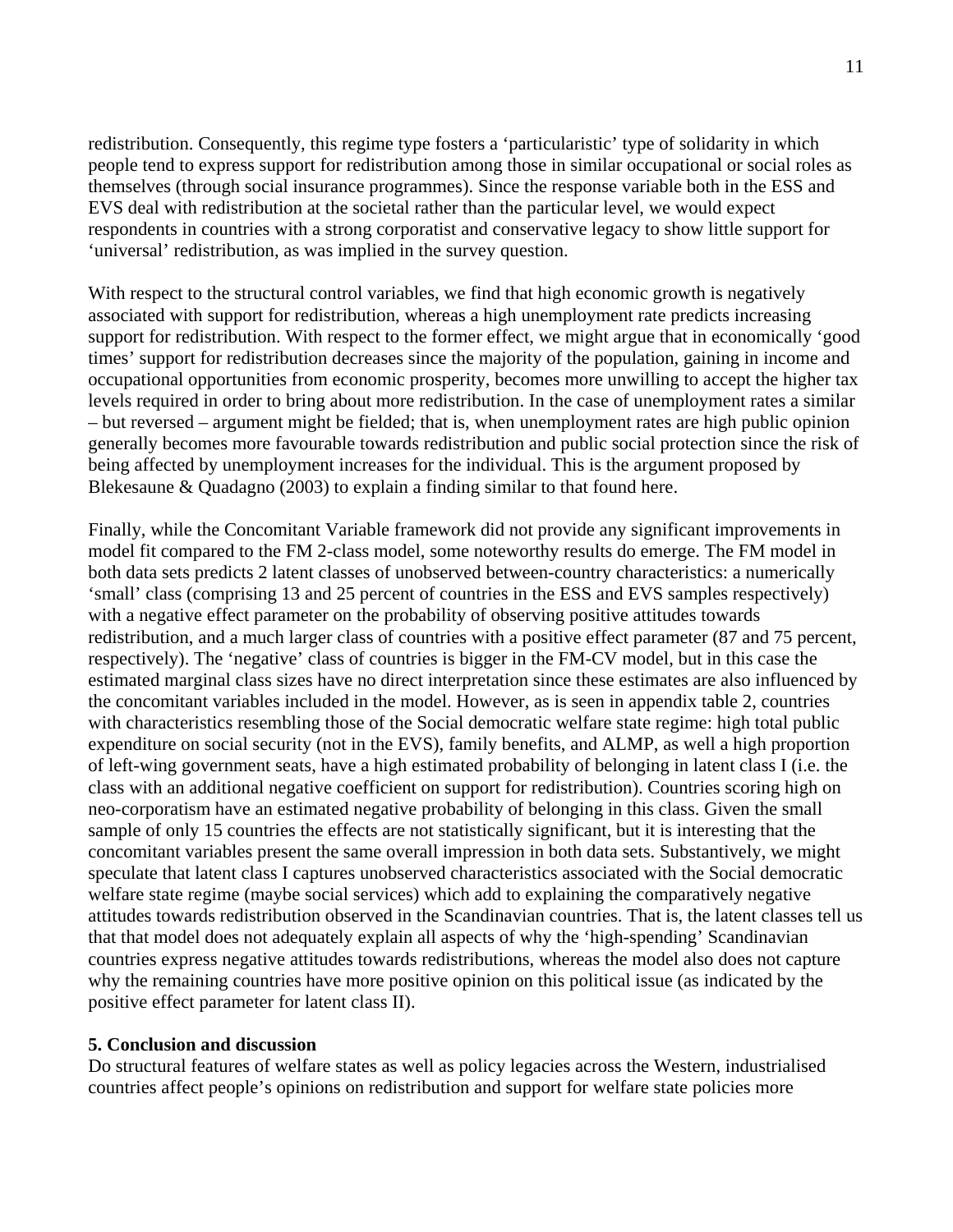redistribution. Consequently, this regime type fosters a 'particularistic' type of solidarity in which people tend to express support for redistribution among those in similar occupational or social roles as themselves (through social insurance programmes). Since the response variable both in the ESS and EVS deal with redistribution at the societal rather than the particular level, we would expect respondents in countries with a strong corporatist and conservative legacy to show little support for 'universal' redistribution, as was implied in the survey question.

With respect to the structural control variables, we find that high economic growth is negatively associated with support for redistribution, whereas a high unemployment rate predicts increasing support for redistribution. With respect to the former effect, we might argue that in economically 'good times' support for redistribution decreases since the majority of the population, gaining in income and occupational opportunities from economic prosperity, becomes more unwilling to accept the higher tax levels required in order to bring about more redistribution. In the case of unemployment rates a similar – but reversed – argument might be fielded; that is, when unemployment rates are high public opinion generally becomes more favourable towards redistribution and public social protection since the risk of being affected by unemployment increases for the individual. This is the argument proposed by Blekesaune & Quadagno (2003) to explain a finding similar to that found here.

Finally, while the Concomitant Variable framework did not provide any significant improvements in model fit compared to the FM 2-class model, some noteworthy results do emerge. The FM model in both data sets predicts 2 latent classes of unobserved between-country characteristics: a numerically 'small' class (comprising 13 and 25 percent of countries in the ESS and EVS samples respectively) with a negative effect parameter on the probability of observing positive attitudes towards redistribution, and a much larger class of countries with a positive effect parameter (87 and 75 percent, respectively). The 'negative' class of countries is bigger in the FM-CV model, but in this case the estimated marginal class sizes have no direct interpretation since these estimates are also influenced by the concomitant variables included in the model. However, as is seen in appendix table 2, countries with characteristics resembling those of the Social democratic welfare state regime: high total public expenditure on social security (not in the EVS), family benefits, and ALMP, as well a high proportion of left-wing government seats, have a high estimated probability of belonging in latent class I (i.e. the class with an additional negative coefficient on support for redistribution). Countries scoring high on neo-corporatism have an estimated negative probability of belonging in this class. Given the small sample of only 15 countries the effects are not statistically significant, but it is interesting that the concomitant variables present the same overall impression in both data sets. Substantively, we might speculate that latent class I captures unobserved characteristics associated with the Social democratic welfare state regime (maybe social services) which add to explaining the comparatively negative attitudes towards redistribution observed in the Scandinavian countries. That is, the latent classes tell us that that model does not adequately explain all aspects of why the 'high-spending' Scandinavian countries express negative attitudes towards redistributions, whereas the model also does not capture why the remaining countries have more positive opinion on this political issue (as indicated by the positive effect parameter for latent class II).

## 5. Conclusion and discussion

Do structural features of welfare states as well as policy legacies across the Western, industrialised countries affect people's opinions on redistribution and support for welfare state policies more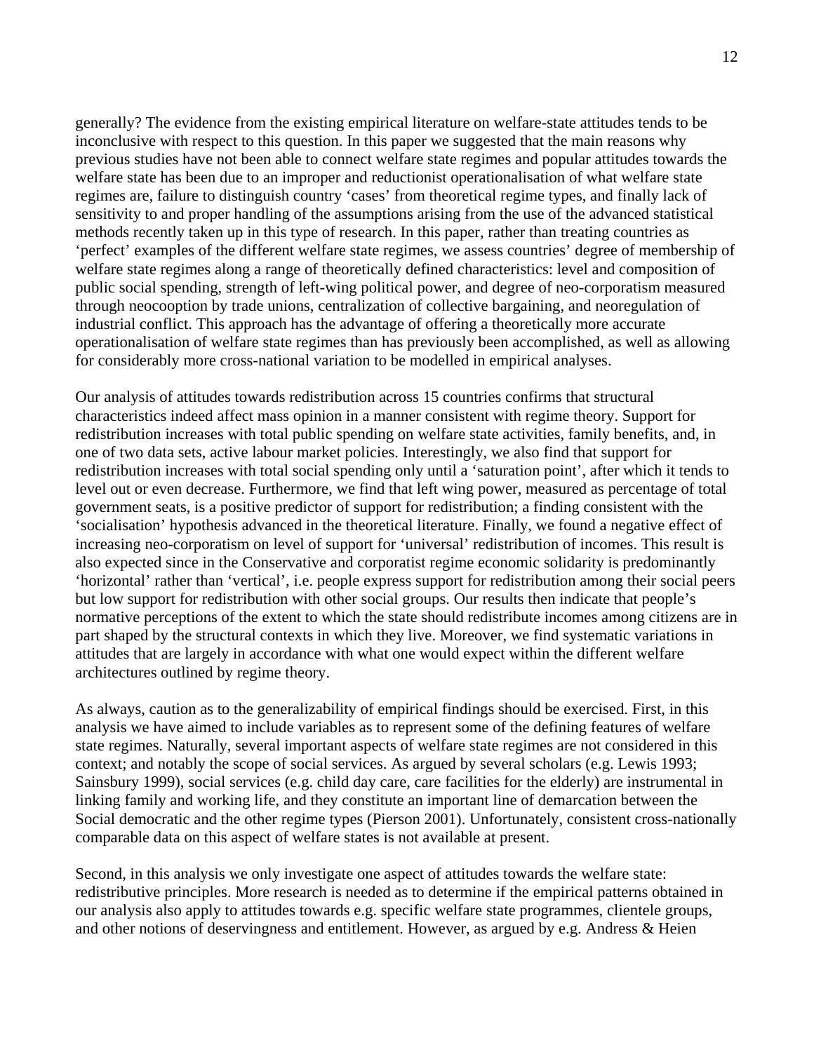generally? The evidence from the existing empirical literature on welfare-state attitudes tends to be inconclusive with respect to this question. In this paper we suggested that the main reasons why previous studies have not been able to connect welfare state regimes and popular attitudes towards the welfare state has been due to an improper and reductionist operationalisation of what welfare state regimes are, failure to distinguish country 'cases' from theoretical regime types, and finally lack of sensitivity to and proper handling of the assumptions arising from the use of the advanced statistical methods recently taken up in this type of research. In this paper, rather than treating countries as 'perfect' examples of the different welfare state regimes, we assess countries' degree of membership of welfare state regimes along a range of theoretically defined characteristics: level and composition of public social spending, strength of left-wing political power, and degree of neo-corporatism measured through neocooption by trade unions, centralization of collective bargaining, and neoregulation of industrial conflict. This approach has the advantage of offering a theoretically more accurate operationalisation of welfare state regimes than has previously been accomplished, as well as allowing for considerably more cross-national variation to be modelled in empirical analyses.

Our analysis of attitudes towards redistribution across 15 countries confirms that structural characteristics indeed affect mass opinion in a manner consistent with regime theory. Support for redistribution increases with total public spending on welfare state activities, family benefits, and, in one of two data sets, active labour market policies. Interestingly, we also find that support for redistribution increases with total social spending only until a 'saturation point', after which it tends to level out or even decrease. Furthermore, we find that left wing power, measured as percentage of total government seats, is a positive predictor of support for redistribution; a finding consistent with the 'socialisation' hypothesis advanced in the theoretical literature. Finally, we found a negative effect of increasing neo-corporatism on level of support for 'universal' redistribution of incomes. This result is also expected since in the Conservative and corporatist regime economic solidarity is predominantly 'horizontal' rather than 'vertical', i.e. people express support for redistribution among their social peers but low support for redistribution with other social groups. Our results then indicate that people's normative perceptions of the extent to which the state should redistribute incomes among citizens are in part shaped by the structural contexts in which they live. Moreover, we find systematic variations in attitudes that are largely in accordance with what one would expect within the different welfare architectures outlined by regime theory.

As always, caution as to the generalizability of empirical findings should be exercised. First, in this analysis we have aimed to include variables as to represent some of the defining features of welfare state regimes. Naturally, several important aspects of welfare state regimes are not considered in this context; and notably the scope of social services. As argued by several scholars (e.g. Lewis 1993; Sainsbury 1999), social services (e.g. child day care, care facilities for the elderly) are instrumental in linking family and working life, and they constitute an important line of demarcation between the Social democratic and the other regime types (Pierson 2001). Unfortunately, consistent cross-nationally comparable data on this aspect of welfare states is not available at present.

Second, in this analysis we only investigate one aspect of attitudes towards the welfare state: redistributive principles. More research is needed as to determine if the empirical patterns obtained in our analysis also apply to attitudes towards e.g. specific welfare state programmes, clientele groups, and other notions of deservingness and entitlement. However, as argued by e.g. Andress & Heien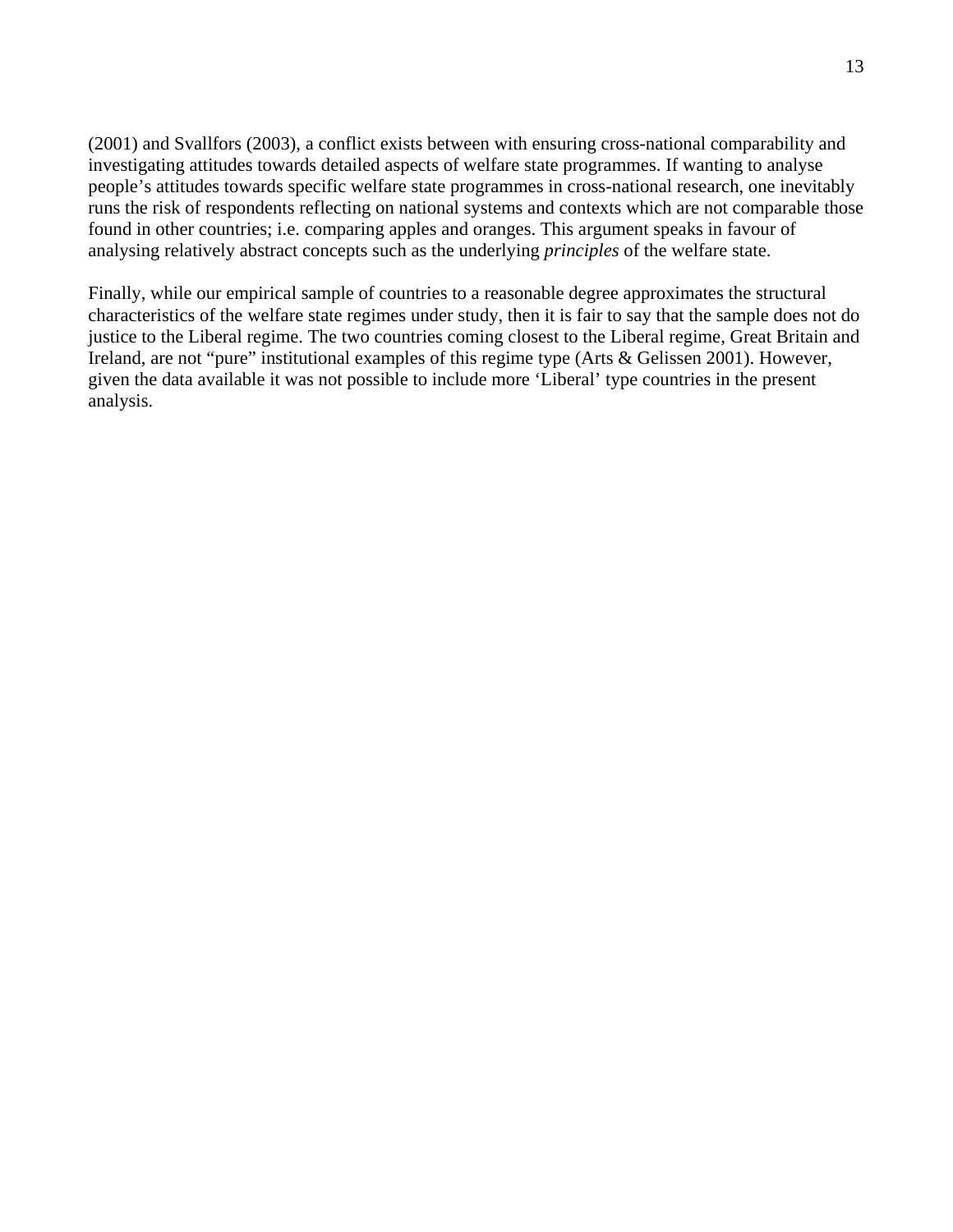(2001) and Svallfors (2003), a conflict exists between with ensuring cross-national comparability and investigating attitudes towards detailed aspects of welfare state programmes. If wanting to analyse people's attitudes towards specific welfare state programmes in cross-national research, one inevitably runs the risk of respondents reflecting on national systems and contexts which are not comparable those found in other countries; i.e. comparing apples and oranges. This argument speaks in favour of analysing relatively abstract concepts such as the underlying *principles* of the welfare state.

Finally, while our empirical sample of countries to a reasonable degree approximates the structural characteristics of the welfare state regimes under study, then it is fair to say that the sample does not do justice to the Liberal regime. The two countries coming closest to the Liberal regime, Great Britain and Ireland, are not "pure" institutional examples of this regime type (Arts & Gelissen 2001). However, given the data available it was not possible to include more 'Liberal' type countries in the present analysis.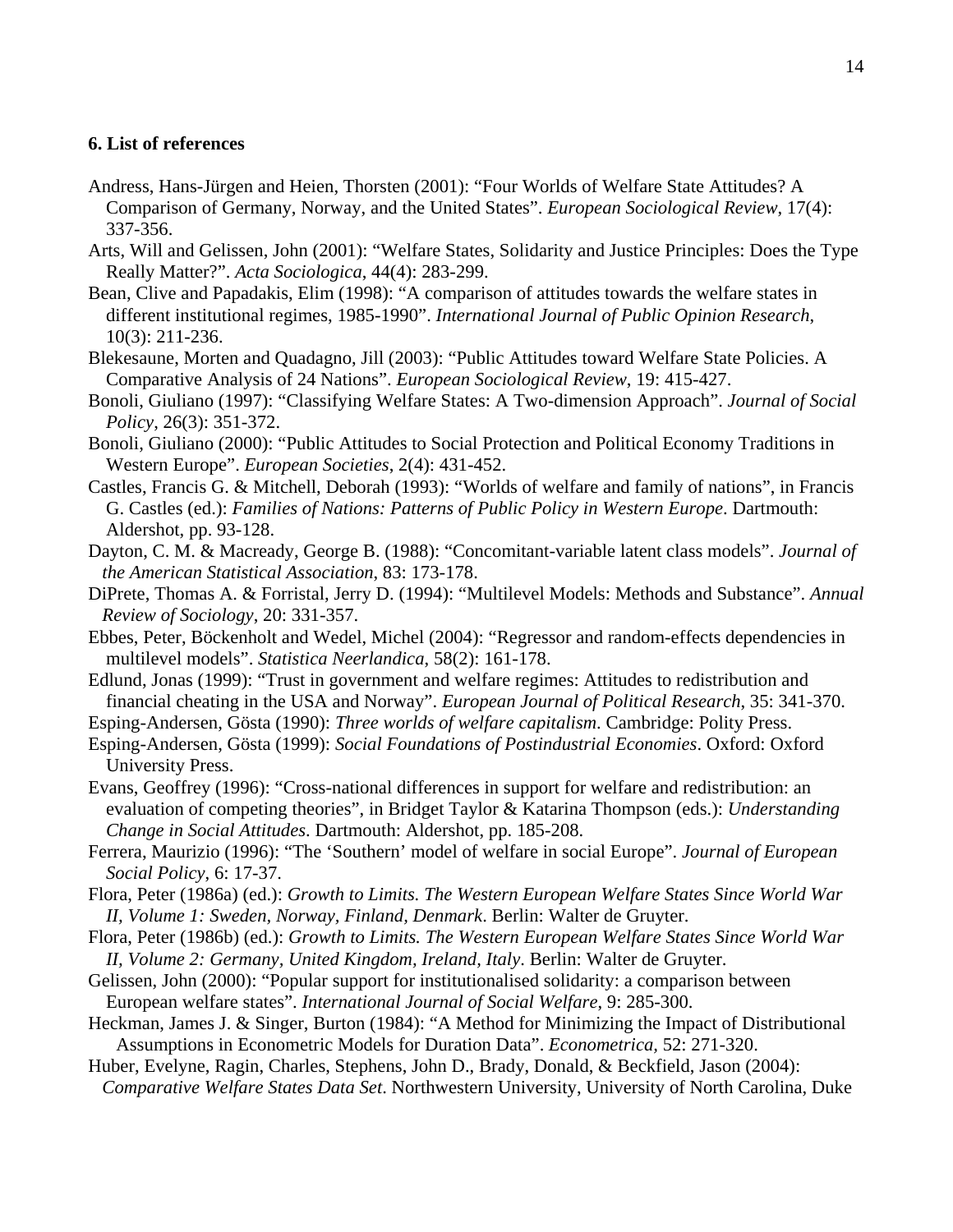## 6. List of references

Andress, Hans-Jürgen and Heien, Thorsten (2001): "Four Worlds of Welfare State Attitudes? A Comparison of Germany, Norway, and the United States". *European Sociological Review*, 17(4): 337-356.

Arts, Will and Gelissen, John (2001): "Welfare States, Solidarity and Justice Principles: Does the Type Really Matter?". *Acta Sociologica*, 44(4): 283-299.

Bean, Clive and Papadakis, Elim (1998): "A comparison of attitudes towards the welfare states in different institutional regimes, 1985-1990". *International Journal of Public Opinion Research*, 10(3): 211-236.

Blekesaune, Morten and Quadagno, Jill (2003): "Public Attitudes toward Welfare State Policies. A Comparative Analysis of 24 Nations". *European Sociological Review*, 19: 415-427.

Bonoli, Giuliano (1997): "Classifying Welfare States: A Two-dimension Approach". *Journal of Social Policy*, 26(3): 351-372.

Bonoli, Giuliano (2000): "Public Attitudes to Social Protection and Political Economy Traditions in Western Europe". *European Societies*, 2(4): 431-452.

Castles, Francis G. & Mitchell, Deborah (1993): "Worlds of welfare and family of nations", in Francis G. Castles (ed.): *Families of Nations: Patterns of Public Policy in Western Europe*. Dartmouth: Aldershot, pp. 93-128.

Dayton, C. M. & Macready, George B. (1988): "Concomitant-variable latent class models". *Journal of the American Statistical Association*, 83: 173-178.

DiPrete, Thomas A. & Forristal, Jerry D. (1994): "Multilevel Models: Methods and Substance". *Annual Review of Sociology*, 20: 331-357.

Ebbes, Peter, Böckenholt and Wedel, Michel (2004): "Regressor and random-effects dependencies in multilevel models". *Statistica Neerlandica*, 58(2): 161-178.

Edlund, Jonas (1999): "Trust in government and welfare regimes: Attitudes to redistribution and financial cheating in the USA and Norway". *European Journal of Political Research*, 35: 341-370.

Esping-Andersen, Gösta (1990): *Three worlds of welfare capitalism*. Cambridge: Polity Press.

Esping-Andersen, Gösta (1999): *Social Foundations of Postindustrial Economies*. Oxford: Oxford University Press.

Evans, Geoffrey (1996): "Cross-national differences in support for welfare and redistribution: an evaluation of competing theories", in Bridget Taylor & Katarina Thompson (eds.): *Understanding Change in Social Attitudes*. Dartmouth: Aldershot, pp. 185-208.

Ferrera, Maurizio (1996): "The 'Southern' model of welfare in social Europe". *Journal of European Social Policy*, 6: 17-37.

Flora, Peter (1986a) (ed.): *Growth to Limits. The Western European Welfare States Since World War II, Volume 1: Sweden, Norway, Finland, Denmark*. Berlin: Walter de Gruyter.

Flora, Peter (1986b) (ed.): *Growth to Limits. The Western European Welfare States Since World War II, Volume 2: Germany, United Kingdom, Ireland, Italy*. Berlin: Walter de Gruyter.

Gelissen, John (2000): "Popular support for institutionalised solidarity: a comparison between European welfare states". *International Journal of Social Welfare*, 9: 285-300.

Heckman, James J. & Singer, Burton (1984): "A Method for Minimizing the Impact of Distributional Assumptions in Econometric Models for Duration Data". *Econometrica*, 52: 271-320.

Huber, Evelyne, Ragin, Charles, Stephens, John D., Brady, Donald, & Beckfield, Jason (2004): *Comparative Welfare States Data Set*. Northwestern University, University of North Carolina, Duke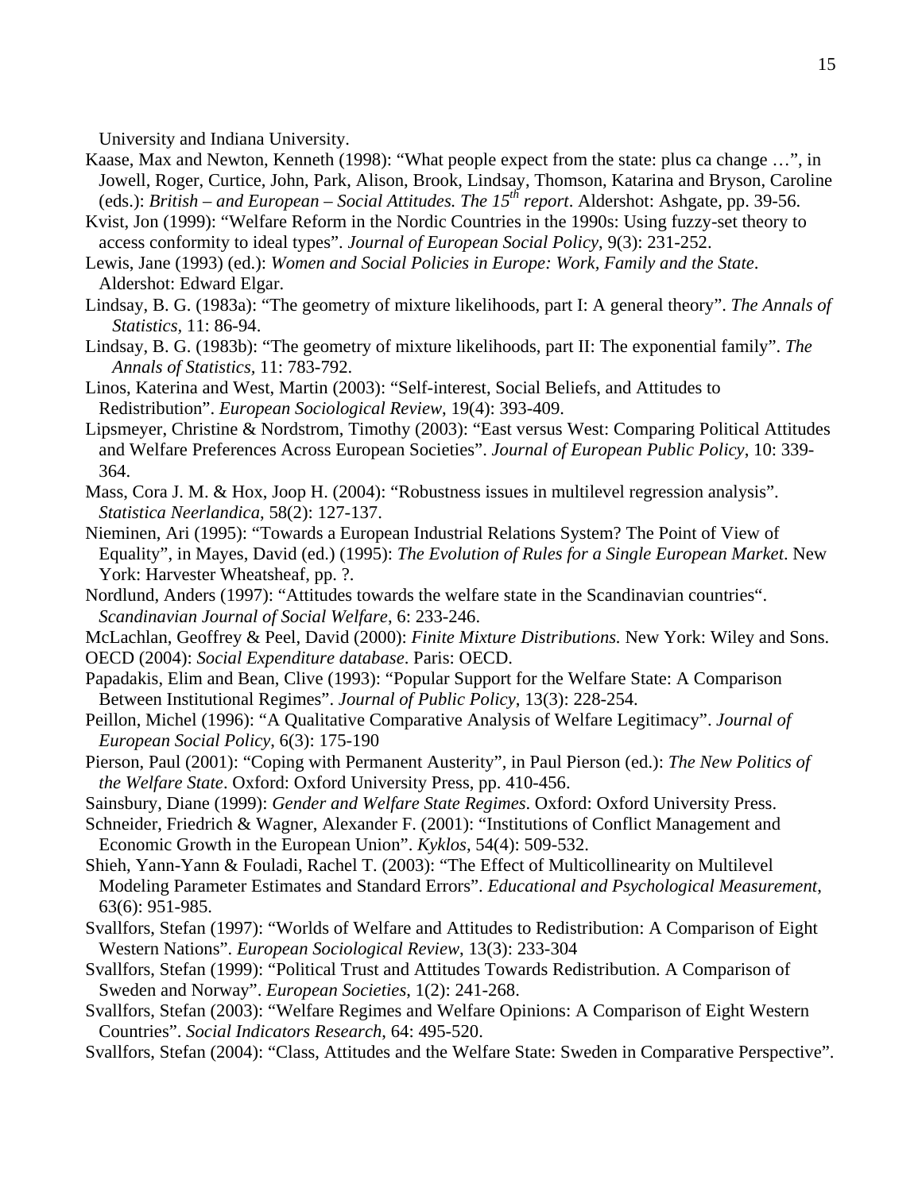University and Indiana University.

Kaase, Max and Newton, Kenneth (1998): "What people expect from the state: plus ca change …", in Jowell, Roger, Curtice, John, Park, Alison, Brook, Lindsay, Thomson, Katarina and Bryson, Caroline (eds.): *British – and European – Social Attitudes. The 15th report*. Aldershot: Ashgate, pp. 39-56.

Kvist, Jon (1999): "Welfare Reform in the Nordic Countries in the 1990s: Using fuzzy-set theory to access conformity to ideal types". *Journal of European Social Policy*, 9(3): 231-252.

Lewis, Jane (1993) (ed.): *Women and Social Policies in Europe: Work, Family and the State*. Aldershot: Edward Elgar.

Lindsay, B. G. (1983a): "The geometry of mixture likelihoods, part I: A general theory". *The Annals of Statistics*, 11: 86-94.

Lindsay, B. G. (1983b): "The geometry of mixture likelihoods, part II: The exponential family". *The Annals of Statistics*, 11: 783-792.

Linos, Katerina and West, Martin (2003): "Self-interest, Social Beliefs, and Attitudes to Redistribution". *European Sociological Review*, 19(4): 393-409.

Lipsmeyer, Christine & Nordstrom, Timothy (2003): "East versus West: Comparing Political Attitudes and Welfare Preferences Across European Societies". *Journal of European Public Policy*, 10: 339-364.

Mass, Cora J. M. & Hox, Joop H. (2004): "Robustness issues in multilevel regression analysis". *Statistica Neerlandica*, 58(2): 127-137.

Nieminen, Ari (1995): "Towards a European Industrial Relations System? The Point of View of Equality", in Mayes, David (ed.) (1995): *The Evolution of Rules for a Single European Market*. New York: Harvester Wheatsheaf, pp. ?.

Nordlund, Anders (1997): "Attitudes towards the welfare state in the Scandinavian countries". *Scandinavian Journal of Social Welfare*, 6: 233-246.

McLachlan, Geoffrey & Peel, David (2000): *Finite Mixture Distributions.* New York: Wiley and Sons.

OECD (2004): *Social Expenditure database*. Paris: OECD.

Papadakis, Elim and Bean, Clive (1993): "Popular Support for the Welfare State: A Comparison Between Institutional Regimes". *Journal of Public Policy*, 13(3): 228-254.

Peillon, Michel (1996): "A Qualitative Comparative Analysis of Welfare Legitimacy". *Journal of European Social Policy*, 6(3): 175-190

Pierson, Paul (2001): "Coping with Permanent Austerity", in Paul Pierson (ed.): *The New Politics of the Welfare State*. Oxford: Oxford University Press, pp. 410-456.

Sainsbury, Diane (1999): *Gender and Welfare State Regimes*. Oxford: Oxford University Press.

Schneider, Friedrich & Wagner, Alexander F. (2001): "Institutions of Conflict Management and Economic Growth in the European Union". *Kyklos*, 54(4): 509-532.

Shieh, Yann-Yann & Fouladi, Rachel T. (2003): "The Effect of Multicollinearity on Multilevel Modeling Parameter Estimates and Standard Errors". *Educational and Psychological Measurement*, 63(6): 951-985.

Svallfors, Stefan (1997): "Worlds of Welfare and Attitudes to Redistribution: A Comparison of Eight Western Nations". *European Sociological Review*, 13(3): 233-304

Svallfors, Stefan (1999): "Political Trust and Attitudes Towards Redistribution. A Comparison of Sweden and Norway". *European Societies*, 1(2): 241-268.

Svallfors, Stefan (2003): "Welfare Regimes and Welfare Opinions: A Comparison of Eight Western Countries". *Social Indicators Research*, 64: 495-520.

Svallfors, Stefan (2004): "Class, Attitudes and the Welfare State: Sweden in Comparative Perspective".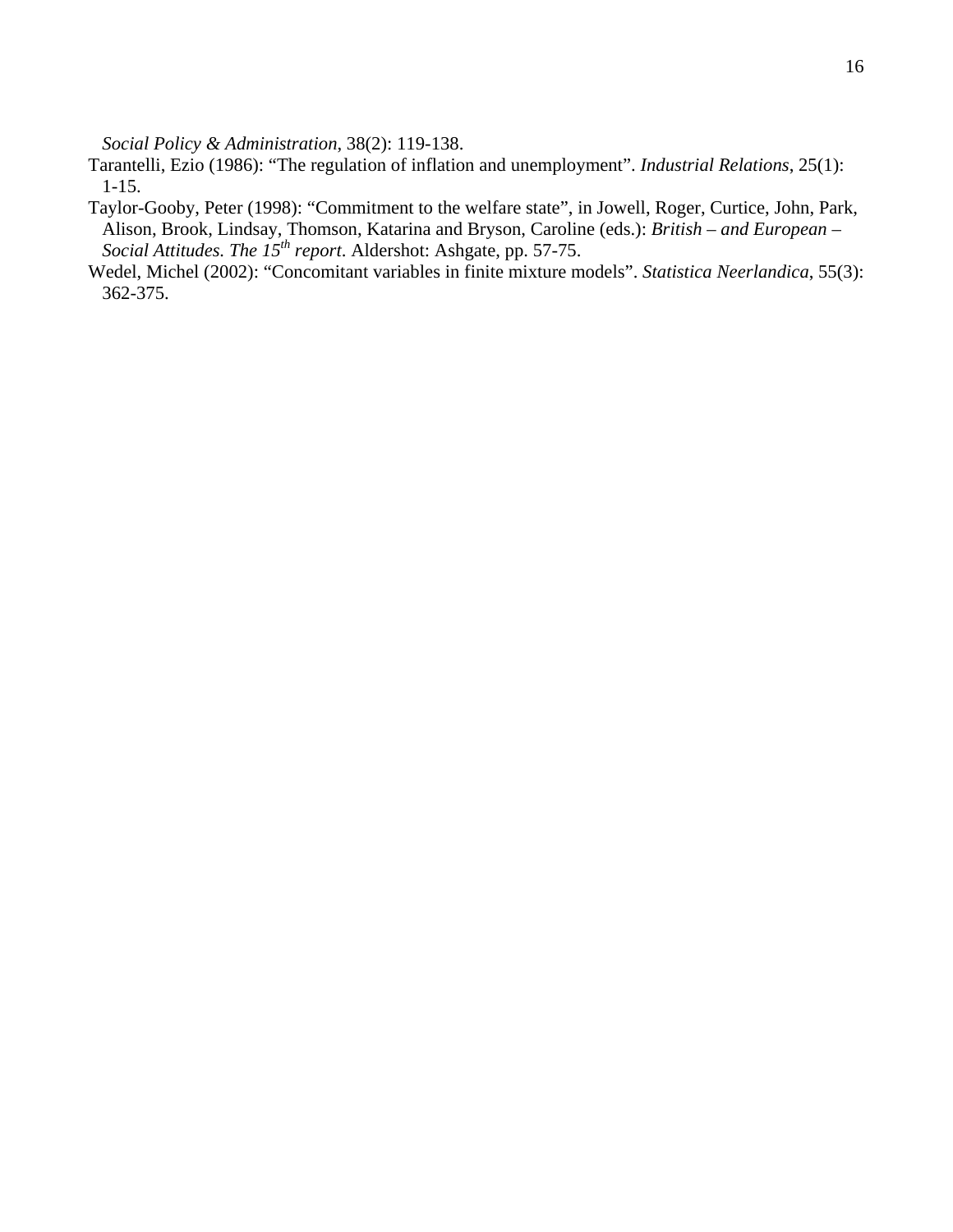*Social Policy & Administration*, 38(2): 119-138.

Tarantelli, Ezio (1986): “The regulation of inflation and unemployment”. *Industrial Relations*, 25(1): 1-15.

Taylor-Gooby, Peter (1998): “Commitment to the welfare state”, in Jowell, Roger, Curtice, John, Park, Alison, Brook, Lindsay, Thomson, Katarina and Bryson, Caroline (eds.): *British – and European – Social Attitudes. The 15th report*. Aldershot: Ashgate, pp. 57-75.

Wedel, Michel (2002): “Concomitant variables in finite mixture models”. *Statistica Neerlandica*, 55(3): 362-375.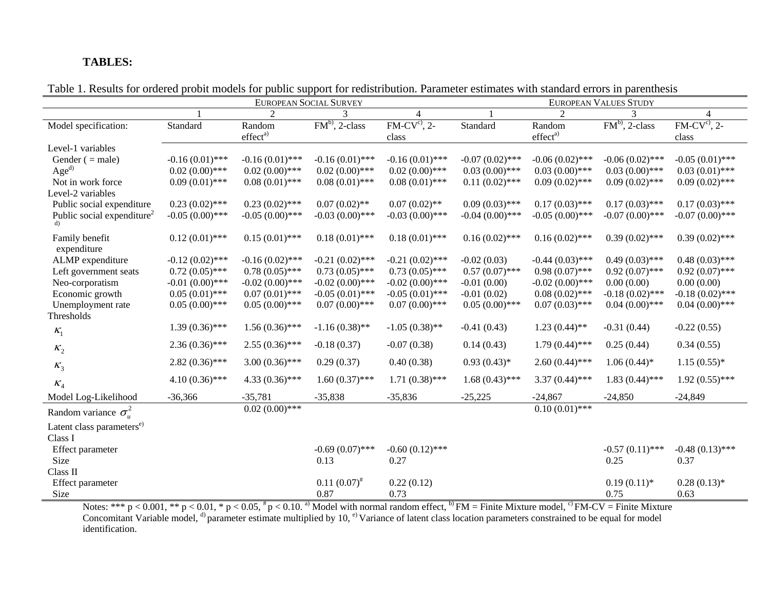**TABLES:**

Table 1. Results for ordered probit models for public support for redistribution. Parameter estimates with standard errors in parenthesis

| | EUROPEAN SOCIAL SURVEY | | | | EUROPEAN VALUES STUDY | | | |
|---|---|---|---|---|---|---|---|---|
| | 1 | 2 | 3 | 4 | 1 | 2 | 3 | 4 |
| Model specification: | Standard | Random effect[a] | FM[b], 2-class | FM-CV[c], 2-class | Standard | Random effect[a] | FM[b], 2-class | FM-CV[c], 2-class |
| Level-1 variables | | | | | | | | |
| Gender ( = male) | -0.16 (0.01)*** | -0.16 (0.01)*** | -0.16 (0.01)*** | -0.16 (0.01)*** | -0.07 (0.02)*** | -0.06 (0.02)*** | -0.06 (0.02)*** | -0.05 (0.01)*** |
| Age[d] | 0.02 (0.00)*** | 0.02 (0.00)*** | 0.02 (0.00)*** | 0.02 (0.00)*** | 0.03 (0.00)*** | 0.03 (0.00)*** | 0.03 (0.00)*** | 0.03 (0.01)*** |
| Not in work force | 0.09 (0.01)*** | 0.08 (0.01)*** | 0.08 (0.01)*** | 0.08 (0.01)*** | 0.11 (0.02)*** | 0.09 (0.02)*** | 0.09 (0.02)*** | 0.09 (0.02)*** |
| Level-2 variables | | | | | | | | |
| Public social expenditure | 0.23 (0.02)*** | 0.23 (0.02)*** | 0.07 (0.02)** | 0.07 (0.02)** | 0.09 (0.03)*** | 0.17 (0.03)*** | 0.17 (0.03)*** | 0.17 (0.03)*** |
| Public social expenditure$^2$ [d] | -0.05 (0.00)*** | -0.05 (0.00)*** | -0.03 (0.00)*** | -0.03 (0.00)*** | -0.04 (0.00)*** | -0.05 (0.00)*** | -0.07 (0.00)*** | -0.07 (0.00)*** |
| Family benefit expenditure | 0.12 (0.01)*** | 0.15 (0.01)*** | 0.18 (0.01)*** | 0.18 (0.01)*** | 0.16 (0.02)*** | 0.16 (0.02)*** | 0.39 (0.02)*** | 0.39 (0.02)*** |
| ALMP expenditure | -0.12 (0.02)*** | -0.16 (0.02)*** | -0.21 (0.02)*** | -0.21 (0.02)*** | -0.02 (0.03) | -0.44 (0.03)*** | 0.49 (0.03)*** | 0.48 (0.03)*** |
| Left government seats | 0.72 (0.05)*** | 0.78 (0.05)*** | 0.73 (0.05)*** | 0.73 (0.05)*** | 0.57 (0.07)*** | 0.98 (0.07)*** | 0.92 (0.07)*** | 0.92 (0.07)*** |
| Neo-corporatism | -0.01 (0.00)*** | -0.02 (0.00)*** | -0.02 (0.00)*** | -0.02 (0.00)*** | -0.01 (0.00) | -0.02 (0.00)*** | 0.00 (0.00) | 0.00 (0.00) |
| Economic growth | 0.05 (0.01)*** | 0.07 (0.01)*** | -0.05 (0.01)*** | -0.05 (0.01)*** | -0.01 (0.02) | 0.08 (0.02)*** | -0.18 (0.02)*** | -0.18 (0.02)*** |
| Unemployment rate | 0.05 (0.00)*** | 0.05 (0.00)*** | 0.07 (0.00)*** | 0.07 (0.00)*** | 0.05 (0.00)*** | 0.07 (0.03)*** | 0.04 (0.00)*** | 0.04 (0.00)*** |
| Thresholds | | | | | | | | |
| $\kappa_1$ | 1.39 (0.36)*** | 1.56 (0.36)*** | -1.16 (0.38)** | -1.05 (0.38)** | -0.41 (0.43) | 1.23 (0.44)** | -0.31 (0.44) | -0.22 (0.55) |
| $\kappa_2$ | 2.36 (0.36)*** | 2.55 (0.36)*** | -0.18 (0.37) | -0.07 (0.38) | 0.14 (0.43) | 1.79 (0.44)*** | 0.25 (0.44) | 0.34 (0.55) |
| $\kappa_3$ | 2.82 (0.36)*** | 3.00 (0.36)*** | 0.29 (0.37) | 0.40 (0.38) | 0.93 (0.43)* | 2.60 (0.44)*** | 1.06 (0.44)* | 1.15 (0.55)* |
| $\kappa_4$ | 4.10 (0.36)*** | 4.33 (0.36)*** | 1.60 (0.37)*** | 1.71 (0.38)*** | 1.68 (0.43)*** | 3.37 (0.44)*** | 1.83 (0.44)*** | 1.92 (0.55)*** |
| Model Log-Likelihood | -36,366 | -35,781 | -35,838 | -35,836 | -25,225 | -24,867 | -24,850 | -24,849 |
| Random variance $\sigma_u^2$ | | 0.02 (0.00)*** | | | | 0.10 (0.01)*** | | |
| Latent class parameters[e] | | | | | | | | |
| Class I | | | | | | | | |
| Effect parameter | | | -0.69 (0.07)*** | -0.60 (0.12)*** | | | -0.57 (0.11)*** | -0.48 (0.13)*** |
| Size | | | 0.13 | 0.27 | | | 0.25 | 0.37 |
| Class II | | | | | | | | |
| Effect parameter | | | 0.11 (0.07)# | 0.22 (0.12) | | | 0.19 (0.11)* | 0.28 (0.13)* |
| Size | | | 0.87 | 0.73 | | | 0.75 | 0.63 |

Notes: *** p < 0.001, ** p < 0.01, * p < 0.05, # p < 0.10. [a] Model with normal random effect, [b] FM = Finite Mixture model, [c] FM-CV = Finite Mixture Concomitant Variable model, [d] parameter estimate multiplied by 10, [e] Variance of latent class location parameters constrained to be equal for model identification.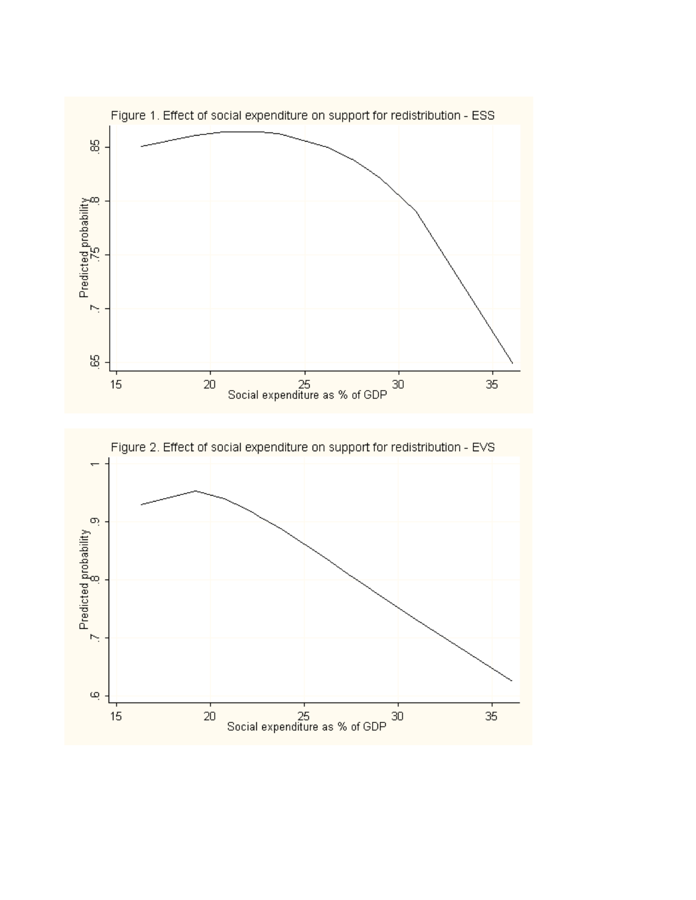Figure 1. Effect of social expenditure on support for redistribution - ESS

Figure 2. Effect of social expenditure on support for redistribution - EVS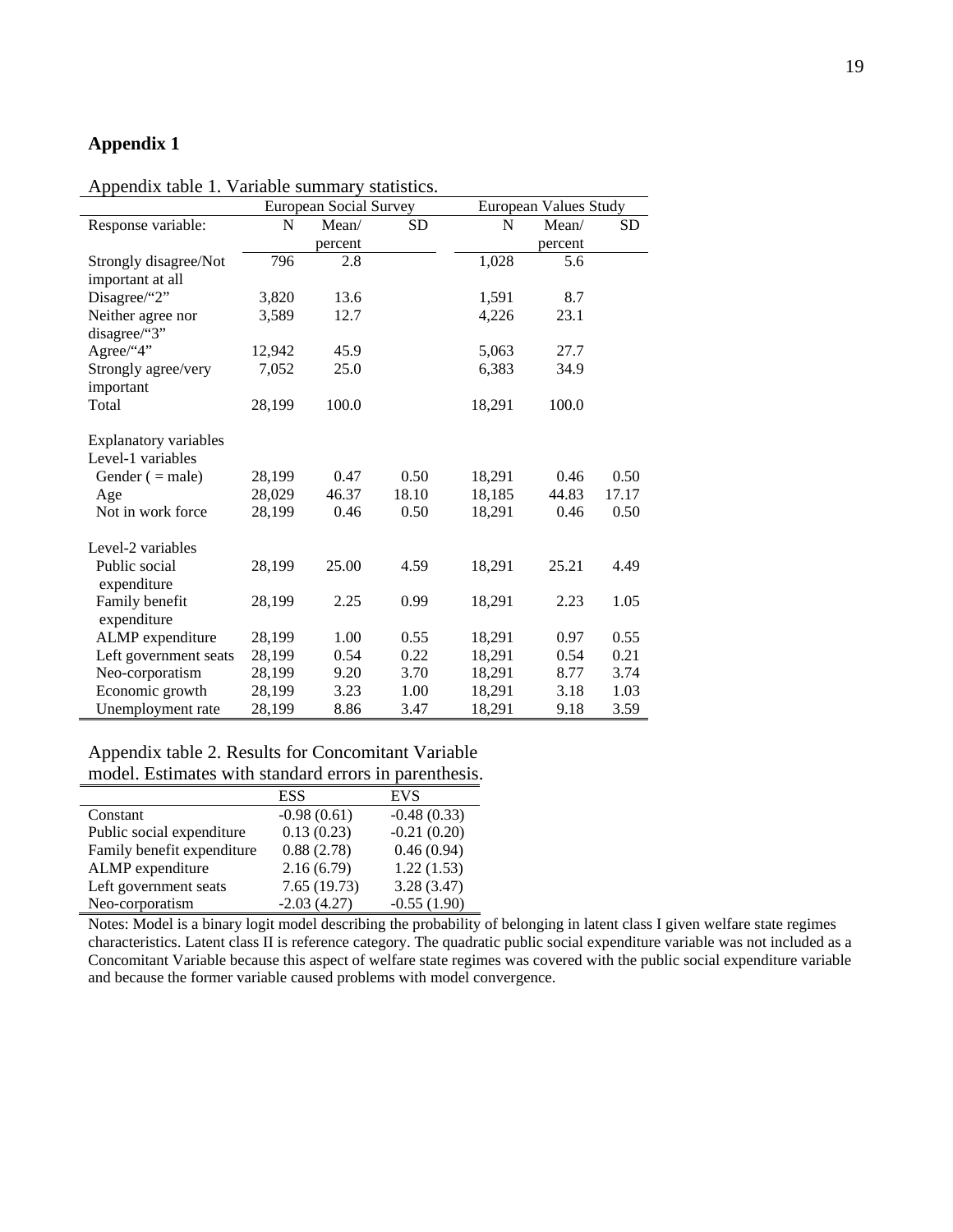## Appendix 1

Appendix table 1. Variable summary statistics.

| | European Social Survey | | | European Values Study | | |
|---|---|---|---|---|---|---|
| Response variable: | N | Mean/ percent | SD | N | Mean/ percent | SD |
| Strongly disagree/Not important at all | 796 | 2.8 | | 1,028 | 5.6 | |
| Disagree/“2” | 3,820 | 13.6 | | 1,591 | 8.7 | |
| Neither agree nor disagree/“3” | 3,589 | 12.7 | | 4,226 | 23.1 | |
| Agree/“4” | 12,942 | 45.9 | | 5,063 | 27.7 | |
| Strongly agree/very important | 7,052 | 25.0 | | 6,383 | 34.9 | |
| Total | 28,199 | 100.0 | | 18,291 | 100.0 | |
| | | | | | | |
| Explanatory variables | | | | | | |
| Level-1 variables | | | | | | |
| Gender ( = male) | 28,199 | 0.47 | 0.50 | 18,291 | 0.46 | 0.50 |
| Age | 28,029 | 46.37 | 18.10 | 18,185 | 44.83 | 17.17 |
| Not in work force | 28,199 | 0.46 | 0.50 | 18,291 | 0.46 | 0.50 |
| | | | | | | |
| Level-2 variables | | | | | | |
| Public social expenditure | 28,199 | 25.00 | 4.59 | 18,291 | 25.21 | 4.49 |
| Family benefit expenditure | 28,199 | 2.25 | 0.99 | 18,291 | 2.23 | 1.05 |
| ALMP expenditure | 28,199 | 1.00 | 0.55 | 18,291 | 0.97 | 0.55 |
| Left government seats | 28,199 | 0.54 | 0.22 | 18,291 | 0.54 | 0.21 |
| Neo-corporatism | 28,199 | 9.20 | 3.70 | 18,291 | 8.77 | 3.74 |
| Economic growth | 28,199 | 3.23 | 1.00 | 18,291 | 3.18 | 1.03 |
| Unemployment rate | 28,199 | 8.86 | 3.47 | 18,291 | 9.18 | 3.59 |

Appendix table 2. Results for Concomitant Variable model. Estimates with standard errors in parenthesis.

| | ESS | EVS |
|---|---|---|
| Constant | -0.98 (0.61) | -0.48 (0.33) |
| Public social expenditure | 0.13 (0.23) | -0.21 (0.20) |
| Family benefit expenditure | 0.88 (2.78) | 0.46 (0.94) |
| ALMP expenditure | 2.16 (6.79) | 1.22 (1.53) |
| Left government seats | 7.65 (19.73) | 3.28 (3.47) |
| Neo-corporatism | -2.03 (4.27) | -0.55 (1.90) |

Notes: Model is a binary logit model describing the probability of belonging in latent class I given welfare state regimes characteristics. Latent class II is reference category. The quadratic public social expenditure variable was not included as a Concomitant Variable because this aspect of welfare state regimes was covered with the public social expenditure variable and because the former variable caused problems with model convergence.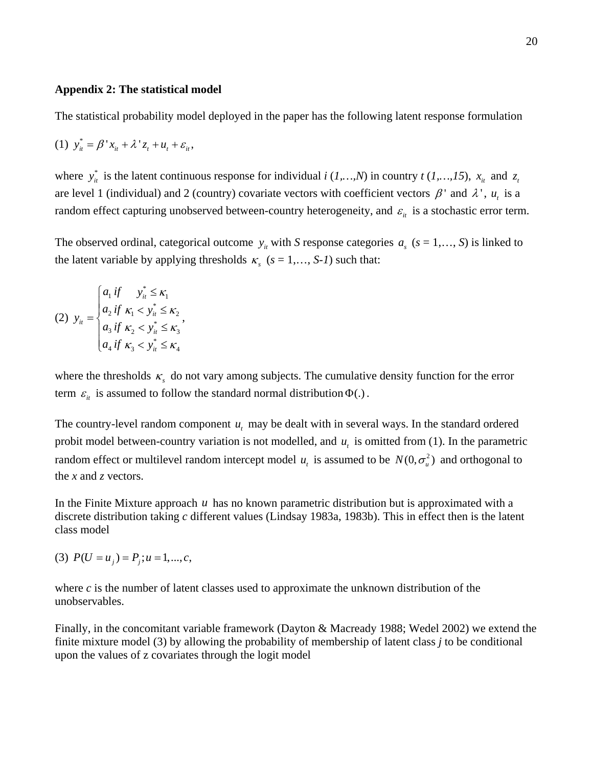**Appendix 2: The statistical model**

The statistical probability model deployed in the paper has the following latent response formulation

(1) $y_{it}^{*} = \beta' x_{it} + \lambda' z_{t} + u_{t} + \varepsilon_{it}$,

where $y_{it}^{*}$ is the latent continuous response for individual *i* (*1,…,N*) in country *t* (*1,…,15*), $x_{it}$ and $z_t$ are level 1 (individual) and 2 (country) covariate vectors with coefficient vectors $\beta'$ and $\lambda'$, $u_t$ is a random effect capturing unobserved between-country heterogeneity, and $\varepsilon_{it}$ is a stochastic error term.

The observed ordinal, categorical outcome $y_{it}$ with *S* response categories $a_s$ (*s* = 1,…, *S*) is linked to the latent variable by applying thresholds $\kappa_s$ (*s* = 1,…, *S-1*) such that:

$$
(2)\ \ y_{it} = \begin{cases} a_1 \text{ if } & y_{it}^{*} \le \kappa_1 \\ a_2 \text{ if } & \kappa_1 < y_{it}^{*} \le \kappa_2 \\ a_3 \text{ if } & \kappa_2 < y_{it}^{*} \le \kappa_3 \\ a_4 \text{ if } & \kappa_3 < y_{it}^{*} \le \kappa_4 \end{cases},
$$

where the thresholds $\kappa_s$ do not vary among subjects. The cumulative density function for the error term $\varepsilon_{it}$ is assumed to follow the standard normal distribution $\Phi(.)$.

The country-level random component $u_t$ may be dealt with in several ways. In the standard ordered probit model between-country variation is not modelled, and $u_t$ is omitted from (1). In the parametric random effect or multilevel random intercept model $u_t$ is assumed to be $N(0,\sigma_u^2)$ and orthogonal to the *x* and *z* vectors.

In the Finite Mixture approach $u$ has no known parametric distribution but is approximated with a discrete distribution taking *c* different values (Lindsay 1983a, 1983b). This in effect then is the latent class model

(3) $P(U = u_j) = P_j ; u = 1,...,c,$

where *c* is the number of latent classes used to approximate the unknown distribution of the unobservables.

Finally, in the concomitant variable framework (Dayton & Macready 1988; Wedel 2002) we extend the finite mixture model (3) by allowing the probability of membership of latent class *j* to be conditional upon the values of z covariates through the logit model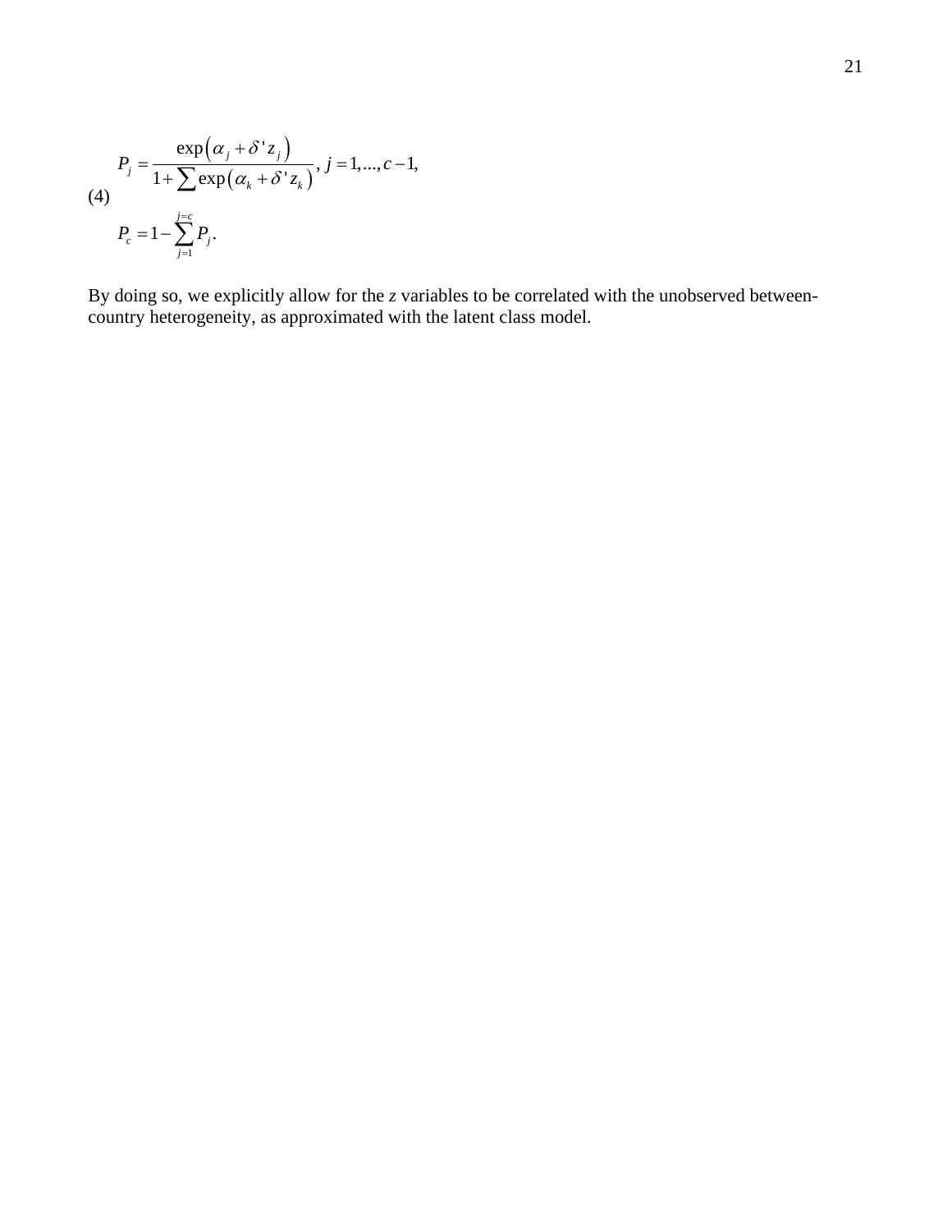$$P_j = \frac{\exp\left(\alpha_j + \delta' z_j\right)}{1 + \sum \exp\left(\alpha_k + \delta' z_k\right)}, \; j = 1, \ldots, c-1,$$

(4)

$$P_c = 1 - \sum_{j=1}^{j=c} P_j.$$

By doing so, we explicitly allow for the *z* variables to be correlated with the unobserved between-country heterogeneity, as approximated with the latent class model.